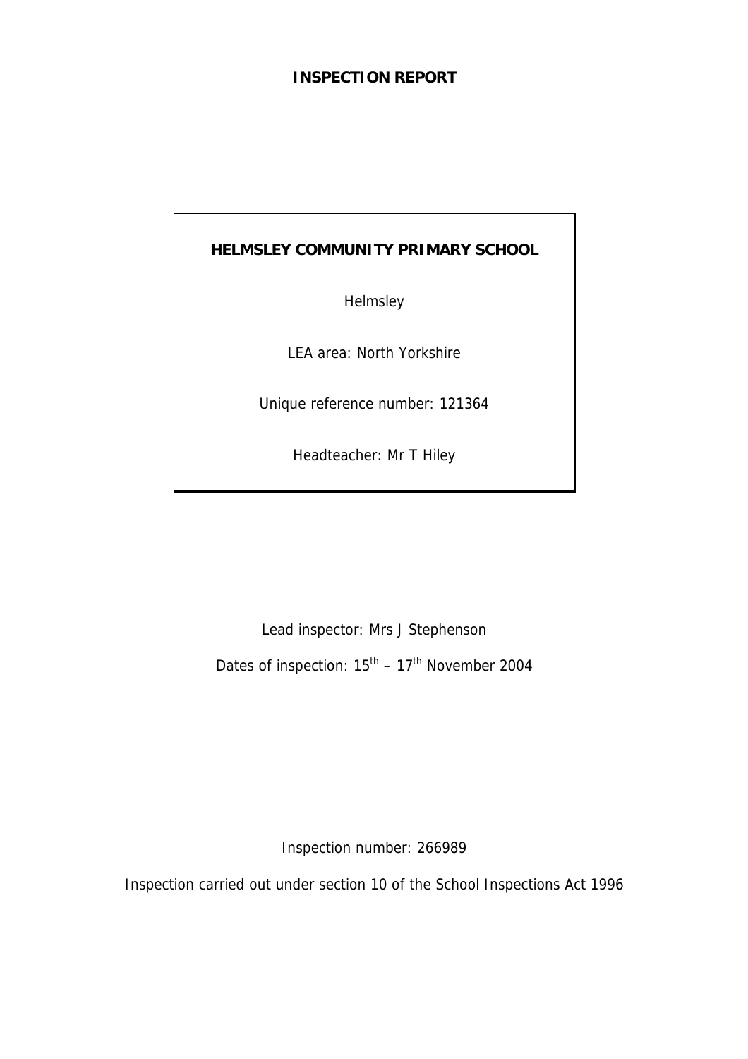# INSPECTION REPORT

**HELMSLEY COMMUNITY PRIMARY SCHOOL**

Helmsley

LEA area: North Yorkshire

Unique reference number: 121364

Headteacher: Mr T Hiley

Lead inspector: Mrs J Stephenson

Dates of inspection: 15th – 17th November 2004

Inspection number: 266989

Inspection carried out under section 10 of the School Inspections Act 1996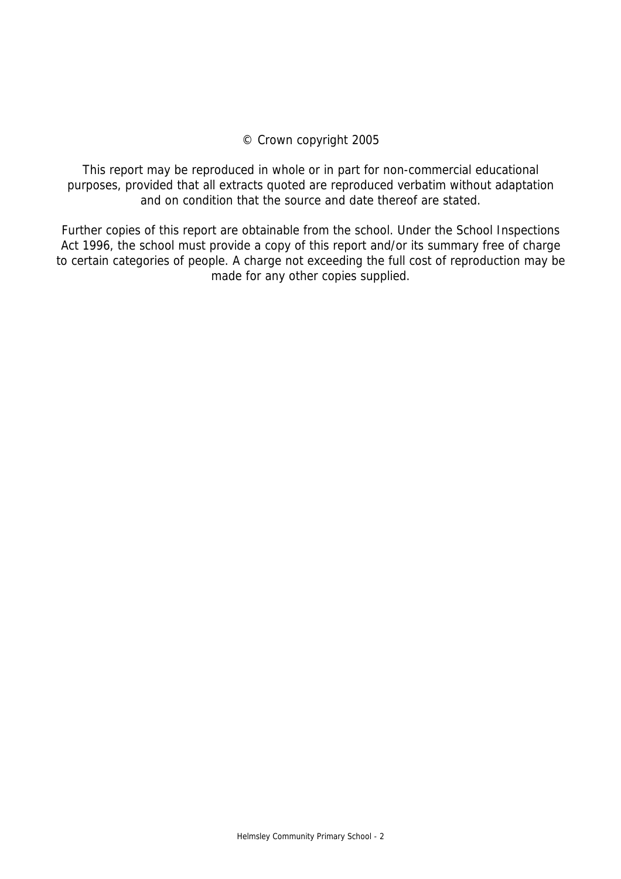© Crown copyright 2005

This report may be reproduced in whole or in part for non-commercial educational purposes, provided that all extracts quoted are reproduced verbatim without adaptation and on condition that the source and date thereof are stated.

Further copies of this report are obtainable from the school. Under the School Inspections Act 1996, the school must provide a copy of this report and/or its summary free of charge to certain categories of people. A charge not exceeding the full cost of reproduction may be made for any other copies supplied.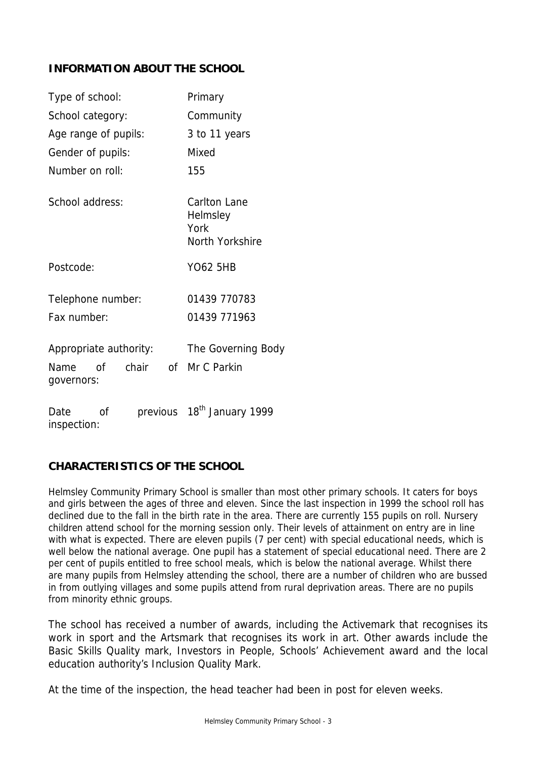## INFORMATION ABOUT THE SCHOOL

| | |
|---|---|
| Type of school: | Primary |
| School category: | Community |
| Age range of pupils: | 3 to 11 years |
| Gender of pupils: | Mixed |
| Number on roll: | 155 |
| School address: | Carlton Lane<br>Helmsley<br>York<br>North Yorkshire |
| Postcode: | YO62 5HB |
| Telephone number: | 01439 770783 |
| Fax number: | 01439 771963 |
| Appropriate authority: | The Governing Body |
| Name of chair of governors: | Mr C Parkin |
| Date of previous inspection: | 18th January 1999 |

## CHARACTERISTICS OF THE SCHOOL

Helmsley Community Primary School is smaller than most other primary schools. It caters for boys and girls between the ages of three and eleven. Since the last inspection in 1999 the school roll has declined due to the fall in the birth rate in the area. There are currently 155 pupils on roll. Nursery children attend school for the morning session only. Their levels of attainment on entry are in line with what is expected. There are eleven pupils (7 per cent) with special educational needs, which is well below the national average. One pupil has a statement of special educational need. There are 2 per cent of pupils entitled to free school meals, which is below the national average. Whilst there are many pupils from Helmsley attending the school, there are a number of children who are bussed in from outlying villages and some pupils attend from rural deprivation areas. There are no pupils from minority ethnic groups.

The school has received a number of awards, including the Activemark that recognises its work in sport and the Artsmark that recognises its work in art. Other awards include the Basic Skills Quality mark, Investors in People, Schools' Achievement award and the local education authority's Inclusion Quality Mark.

At the time of the inspection, the head teacher had been in post for eleven weeks.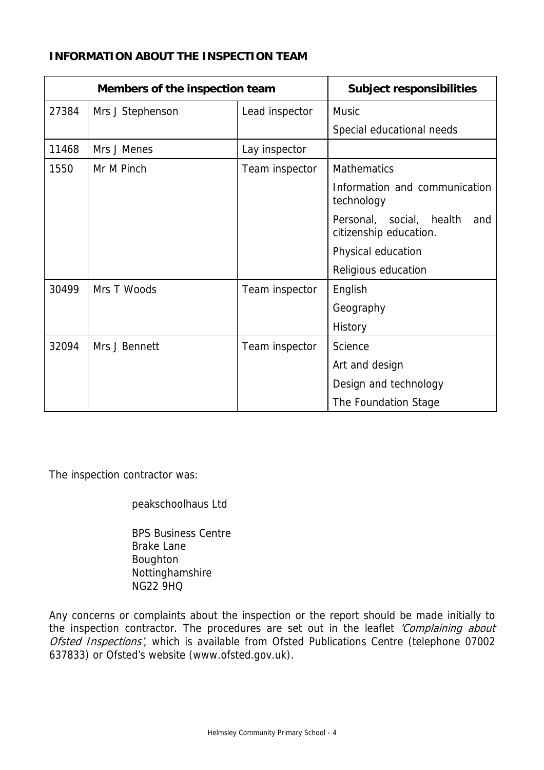**INFORMATION ABOUT THE INSPECTION TEAM**

| Members of the inspection team | | | Subject responsibilities |
|---|---|---|---|
| 27384 | Mrs J Stephenson | Lead inspector | Music |
| | | | Special educational needs |
| 11468 | Mrs J Menes | Lay inspector | |
| 1550 | Mr M Pinch | Team inspector | Mathematics |
| | | | Information and communication technology |
| | | | Personal, social, health and citizenship education. |
| | | | Physical education |
| | | | Religious education |
| 30499 | Mrs T Woods | Team inspector | English |
| | | | Geography |
| | | | History |
| 32094 | Mrs J Bennett | Team inspector | Science |
| | | | Art and design |
| | | | Design and technology |
| | | | The Foundation Stage |

The inspection contractor was:

peakschoolhaus Ltd

BPS Business Centre
Brake Lane
Boughton
Nottinghamshire
NG22 9HQ

Any concerns or complaints about the inspection or the report should be made initially to the inspection contractor. The procedures are set out in the leaflet *'Complaining about Ofsted Inspections'*, which is available from Ofsted Publications Centre (telephone 07002 637833) or Ofsted's website (www.ofsted.gov.uk).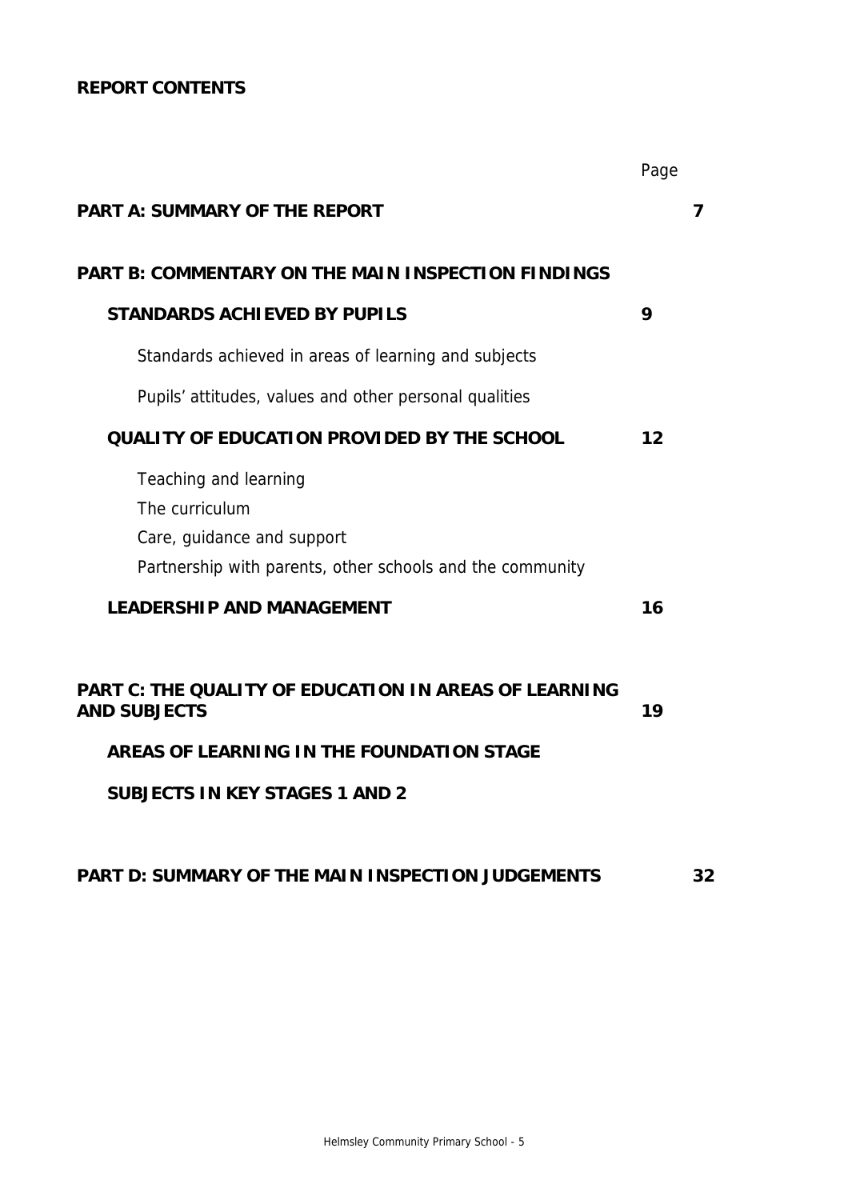**REPORT CONTENTS**

| | Page |
|---|---|
| **PART A: SUMMARY OF THE REPORT** | **7** |
| **PART B: COMMENTARY ON THE MAIN INSPECTION FINDINGS** | |
| **STANDARDS ACHIEVED BY PUPILS** | **9** |
| Standards achieved in areas of learning and subjects | |
| Pupils' attitudes, values and other personal qualities | |
| **QUALITY OF EDUCATION PROVIDED BY THE SCHOOL** | **12** |
| Teaching and learning<br>The curriculum<br>Care, guidance and support<br>Partnership with parents, other schools and the community | |
| **LEADERSHIP AND MANAGEMENT** | **16** |
| **PART C: THE QUALITY OF EDUCATION IN AREAS OF LEARNING AND SUBJECTS** | **19** |
| **AREAS OF LEARNING IN THE FOUNDATION STAGE** | |
| **SUBJECTS IN KEY STAGES 1 AND 2** | |
| **PART D: SUMMARY OF THE MAIN INSPECTION JUDGEMENTS** | **32** |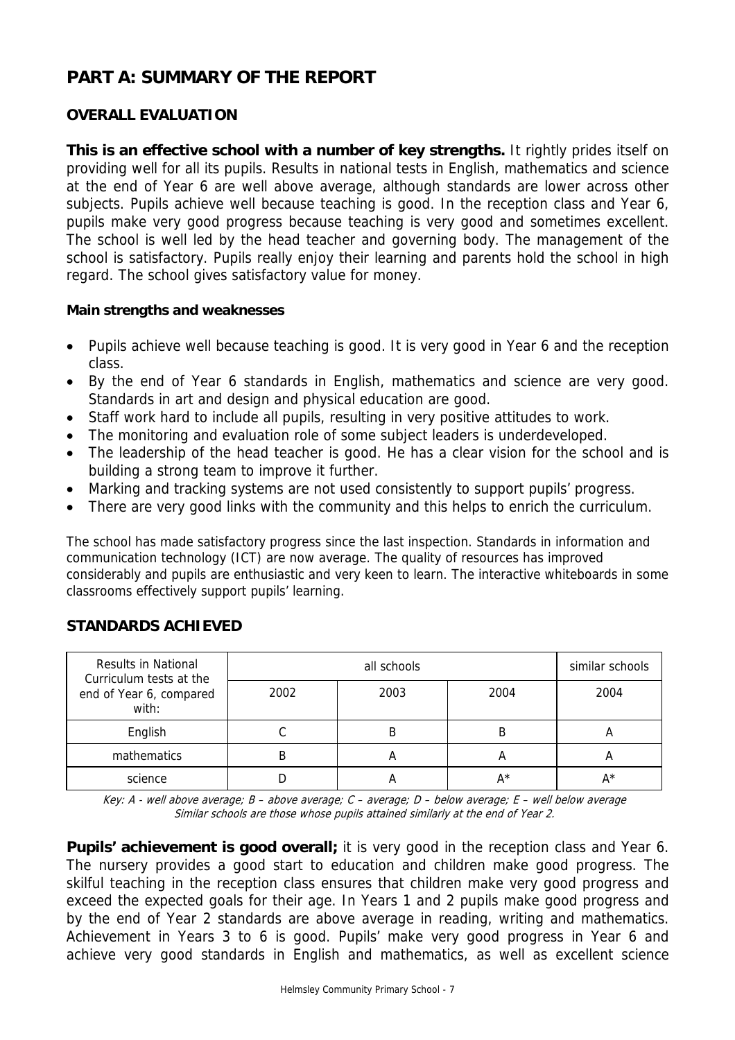## PART A: SUMMARY OF THE REPORT

### OVERALL EVALUATION

**This is an effective school with a number of key strengths.** It rightly prides itself on providing well for all its pupils. Results in national tests in English, mathematics and science at the end of Year 6 are well above average, although standards are lower across other subjects. Pupils achieve well because teaching is good. In the reception class and Year 6, pupils make very good progress because teaching is very good and sometimes excellent. The school is well led by the head teacher and governing body. The management of the school is satisfactory. Pupils really enjoy their learning and parents hold the school in high regard. The school gives satisfactory value for money.

**Main strengths and weaknesses**

- Pupils achieve well because teaching is good. It is very good in Year 6 and the reception class.
- By the end of Year 6 standards in English, mathematics and science are very good. Standards in art and design and physical education are good.
- Staff work hard to include all pupils, resulting in very positive attitudes to work.
- The monitoring and evaluation role of some subject leaders is underdeveloped.
- The leadership of the head teacher is good. He has a clear vision for the school and is building a strong team to improve it further.
- Marking and tracking systems are not used consistently to support pupils' progress.
- There are very good links with the community and this helps to enrich the curriculum.

The school has made satisfactory progress since the last inspection. Standards in information and communication technology (ICT) are now average. The quality of resources has improved considerably and pupils are enthusiastic and very keen to learn. The interactive whiteboards in some classrooms effectively support pupils' learning.

### STANDARDS ACHIEVED

| Results in National Curriculum tests at the end of Year 6, compared with: | all schools | | | similar schools |
|---|---|---|---|---|
| | 2002 | 2003 | 2004 | 2004 |
| English | C | B | B | A |
| mathematics | B | A | A | A |
| science | D | A | A* | A* |

*Key: A - well above average; B – above average; C – average; D – below average; E – well below average*
*Similar schools are those whose pupils attained similarly at the end of Year 2.*

**Pupils' achievement is good overall;** it is very good in the reception class and Year 6. The nursery provides a good start to education and children make good progress. The skilful teaching in the reception class ensures that children make very good progress and exceed the expected goals for their age. In Years 1 and 2 pupils make good progress and by the end of Year 2 standards are above average in reading, writing and mathematics. Achievement in Years 3 to 6 is good. Pupils' make very good progress in Year 6 and achieve very good standards in English and mathematics, as well as excellent science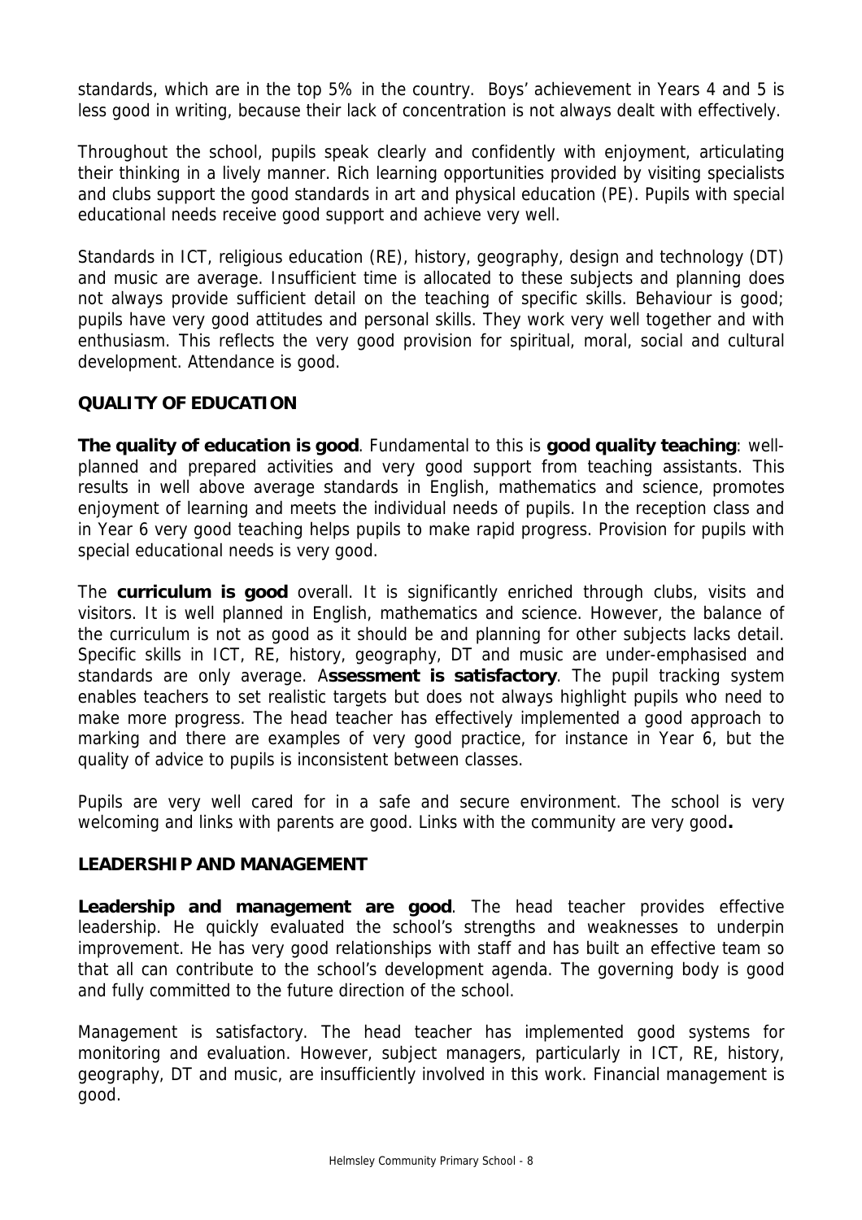standards, which are in the top 5% in the country. Boys' achievement in Years 4 and 5 is less good in writing, because their lack of concentration is not always dealt with effectively.

Throughout the school, pupils speak clearly and confidently with enjoyment, articulating their thinking in a lively manner. Rich learning opportunities provided by visiting specialists and clubs support the good standards in art and physical education (PE). Pupils with special educational needs receive good support and achieve very well.

Standards in ICT, religious education (RE), history, geography, design and technology (DT) and music are average. Insufficient time is allocated to these subjects and planning does not always provide sufficient detail on the teaching of specific skills. Behaviour is good; pupils have very good attitudes and personal skills. They work very well together and with enthusiasm. This reflects the very good provision for spiritual, moral, social and cultural development. Attendance is good.

## QUALITY OF EDUCATION

**The quality of education is good**. Fundamental to this is **good quality teaching**: well-planned and prepared activities and very good support from teaching assistants. This results in well above average standards in English, mathematics and science, promotes enjoyment of learning and meets the individual needs of pupils. In the reception class and in Year 6 very good teaching helps pupils to make rapid progress. Provision for pupils with special educational needs is very good.

The **curriculum is good** overall. It is significantly enriched through clubs, visits and visitors. It is well planned in English, mathematics and science. However, the balance of the curriculum is not as good as it should be and planning for other subjects lacks detail. Specific skills in ICT, RE, history, geography, DT and music are under-emphasised and standards are only average. A**ssessment is satisfactory**. The pupil tracking system enables teachers to set realistic targets but does not always highlight pupils who need to make more progress. The head teacher has effectively implemented a good approach to marking and there are examples of very good practice, for instance in Year 6, but the quality of advice to pupils is inconsistent between classes.

Pupils are very well cared for in a safe and secure environment. The school is very welcoming and links with parents are good. Links with the community are very good**.**

## LEADERSHIP AND MANAGEMENT

**Leadership and management are good**. The head teacher provides effective leadership. He quickly evaluated the school's strengths and weaknesses to underpin improvement. He has very good relationships with staff and has built an effective team so that all can contribute to the school's development agenda. The governing body is good and fully committed to the future direction of the school.

Management is satisfactory. The head teacher has implemented good systems for monitoring and evaluation. However, subject managers, particularly in ICT, RE, history, geography, DT and music, are insufficiently involved in this work. Financial management is good.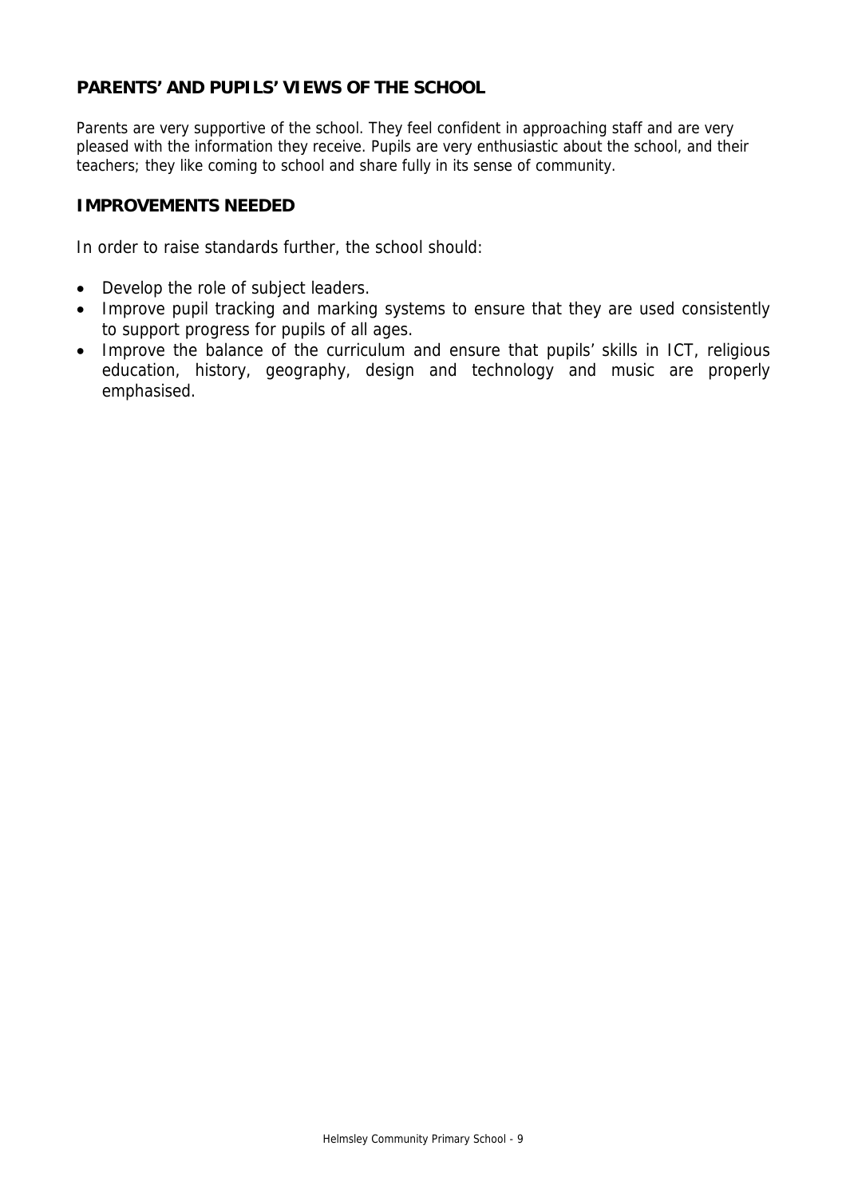## PARENTS' AND PUPILS' VIEWS OF THE SCHOOL

Parents are very supportive of the school. They feel confident in approaching staff and are very pleased with the information they receive. Pupils are very enthusiastic about the school, and their teachers; they like coming to school and share fully in its sense of community.

## IMPROVEMENTS NEEDED

In order to raise standards further, the school should:

- Develop the role of subject leaders.
- Improve pupil tracking and marking systems to ensure that they are used consistently to support progress for pupils of all ages.
- Improve the balance of the curriculum and ensure that pupils' skills in ICT, religious education, history, geography, design and technology and music are properly emphasised.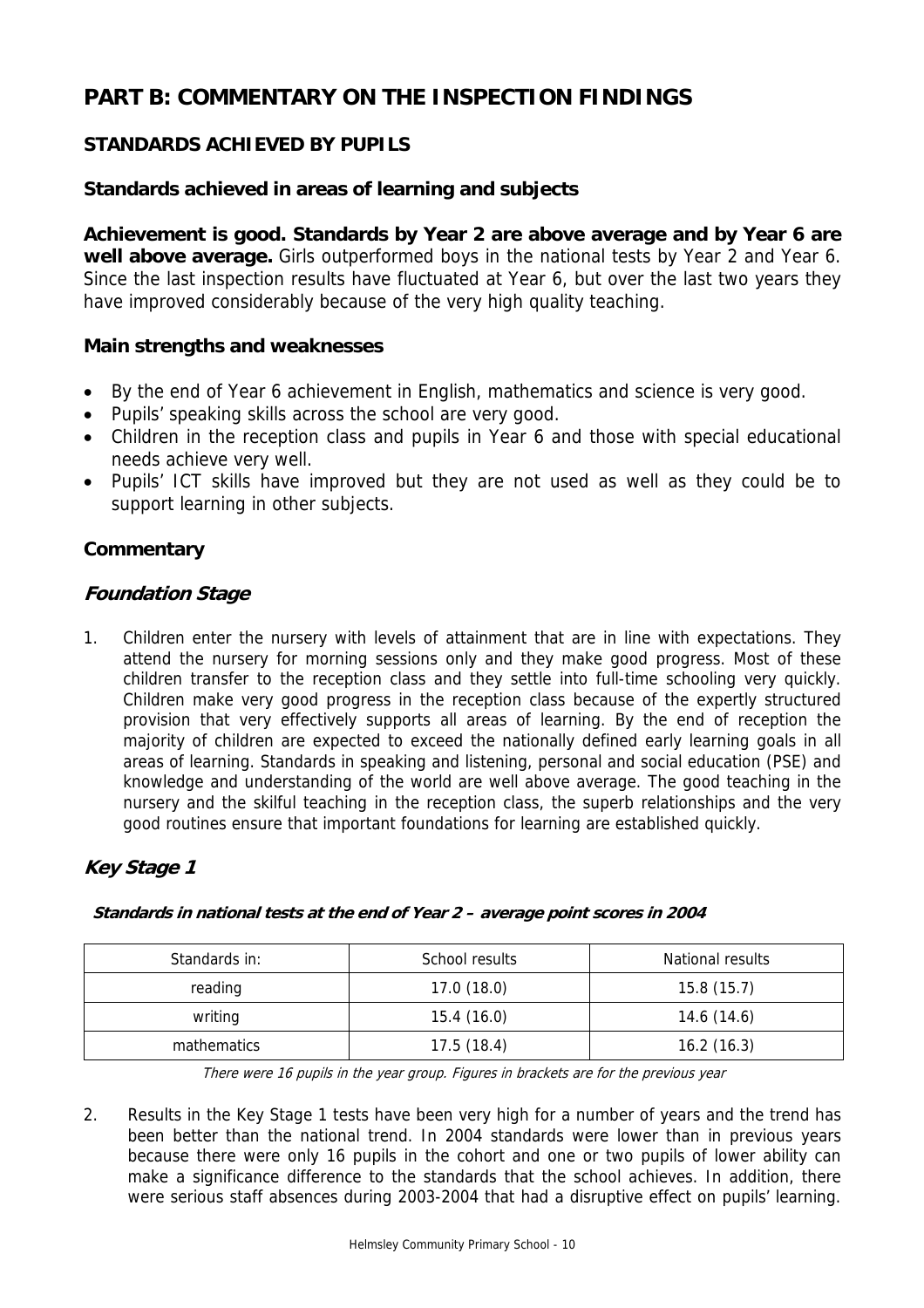# PART B: COMMENTARY ON THE INSPECTION FINDINGS

## STANDARDS ACHIEVED BY PUPILS

### Standards achieved in areas of learning and subjects

**Achievement is good. Standards by Year 2 are above average and by Year 6 are well above average.** Girls outperformed boys in the national tests by Year 2 and Year 6. Since the last inspection results have fluctuated at Year 6, but over the last two years they have improved considerably because of the very high quality teaching.

### Main strengths and weaknesses

- By the end of Year 6 achievement in English, mathematics and science is very good.
- Pupils' speaking skills across the school are very good.
- Children in the reception class and pupils in Year 6 and those with special educational needs achieve very well.
- Pupils' ICT skills have improved but they are not used as well as they could be to support learning in other subjects.

### Commentary

#### *Foundation Stage*

1. Children enter the nursery with levels of attainment that are in line with expectations. They attend the nursery for morning sessions only and they make good progress. Most of these children transfer to the reception class and they settle into full-time schooling very quickly. Children make very good progress in the reception class because of the expertly structured provision that very effectively supports all areas of learning. By the end of reception the majority of children are expected to exceed the nationally defined early learning goals in all areas of learning. Standards in speaking and listening, personal and social education (PSE) and knowledge and understanding of the world are well above average. The good teaching in the nursery and the skilful teaching in the reception class, the superb relationships and the very good routines ensure that important foundations for learning are established quickly.

#### *Key Stage 1*

***Standards in national tests at the end of Year 2 – average point scores in 2004***

| Standards in: | School results | National results |
|---|---|---|
| reading | 17.0 (18.0) | 15.8 (15.7) |
| writing | 15.4 (16.0) | 14.6 (14.6) |
| mathematics | 17.5 (18.4) | 16.2 (16.3) |

*There were 16 pupils in the year group. Figures in brackets are for the previous year*

2. Results in the Key Stage 1 tests have been very high for a number of years and the trend has been better than the national trend. In 2004 standards were lower than in previous years because there were only 16 pupils in the cohort and one or two pupils of lower ability can make a significance difference to the standards that the school achieves. In addition, there were serious staff absences during 2003-2004 that had a disruptive effect on pupils' learning.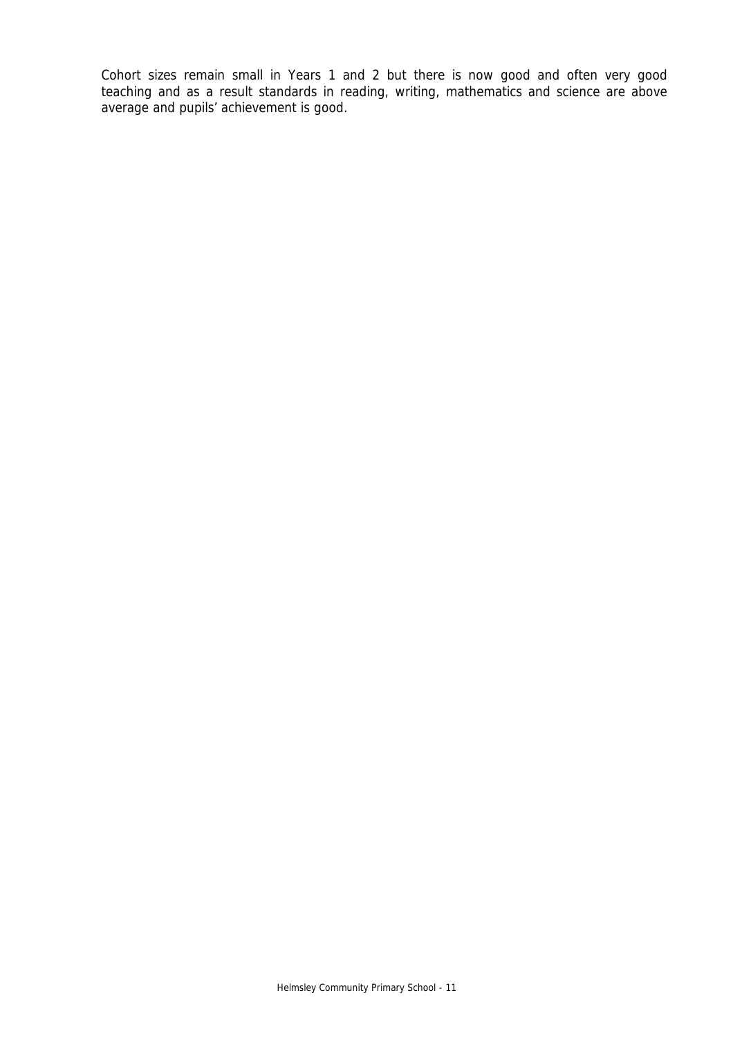Cohort sizes remain small in Years 1 and 2 but there is now good and often very good teaching and as a result standards in reading, writing, mathematics and science are above average and pupils' achievement is good.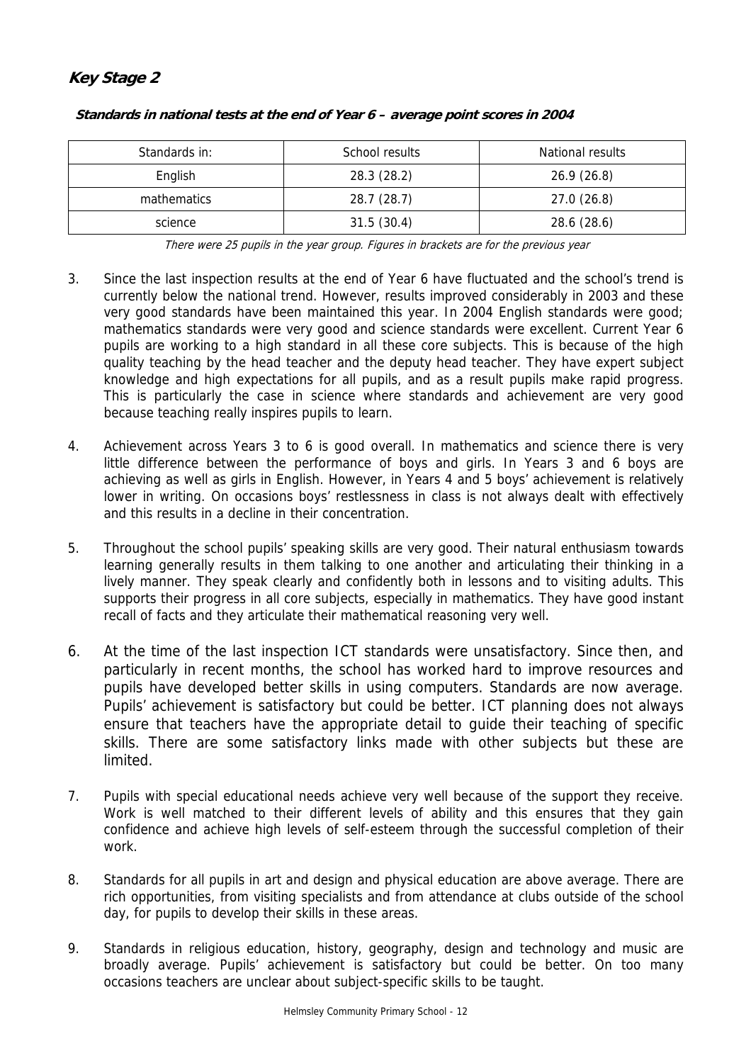## *Key Stage 2*

***Standards in national tests at the end of Year 6 – average point scores in 2004***

| Standards in: | School results | National results |
|---|---|---|
| English | 28.3 (28.2) | 26.9 (26.8) |
| mathematics | 28.7 (28.7) | 27.0 (26.8) |
| science | 31.5 (30.4) | 28.6 (28.6) |

*There were 25 pupils in the year group. Figures in brackets are for the previous year*

3. Since the last inspection results at the end of Year 6 have fluctuated and the school's trend is currently below the national trend. However, results improved considerably in 2003 and these very good standards have been maintained this year. In 2004 English standards were good; mathematics standards were very good and science standards were excellent. Current Year 6 pupils are working to a high standard in all these core subjects. This is because of the high quality teaching by the head teacher and the deputy head teacher. They have expert subject knowledge and high expectations for all pupils, and as a result pupils make rapid progress. This is particularly the case in science where standards and achievement are very good because teaching really inspires pupils to learn.

4. Achievement across Years 3 to 6 is good overall. In mathematics and science there is very little difference between the performance of boys and girls. In Years 3 and 6 boys are achieving as well as girls in English. However, in Years 4 and 5 boys' achievement is relatively lower in writing. On occasions boys' restlessness in class is not always dealt with effectively and this results in a decline in their concentration.

5. Throughout the school pupils' speaking skills are very good. Their natural enthusiasm towards learning generally results in them talking to one another and articulating their thinking in a lively manner. They speak clearly and confidently both in lessons and to visiting adults. This supports their progress in all core subjects, especially in mathematics. They have good instant recall of facts and they articulate their mathematical reasoning very well.

6. At the time of the last inspection ICT standards were unsatisfactory. Since then, and particularly in recent months, the school has worked hard to improve resources and pupils have developed better skills in using computers. Standards are now average. Pupils' achievement is satisfactory but could be better. ICT planning does not always ensure that teachers have the appropriate detail to guide their teaching of specific skills. There are some satisfactory links made with other subjects but these are limited.

7. Pupils with special educational needs achieve very well because of the support they receive. Work is well matched to their different levels of ability and this ensures that they gain confidence and achieve high levels of self-esteem through the successful completion of their work.

8. Standards for all pupils in art and design and physical education are above average. There are rich opportunities, from visiting specialists and from attendance at clubs outside of the school day, for pupils to develop their skills in these areas.

9. Standards in religious education, history, geography, design and technology and music are broadly average. Pupils' achievement is satisfactory but could be better. On too many occasions teachers are unclear about subject-specific skills to be taught.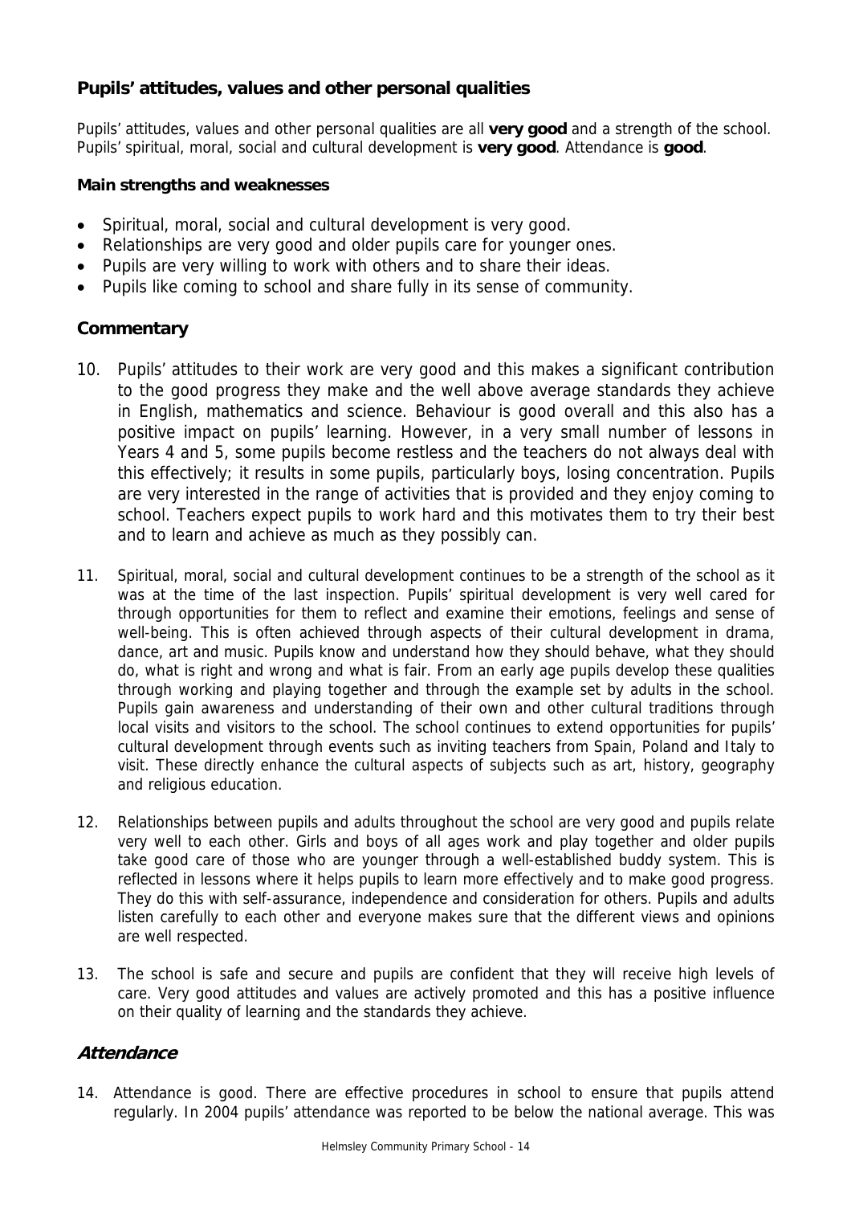### Pupils' attitudes, values and other personal qualities

Pupils' attitudes, values and other personal qualities are all **very good** and a strength of the school. Pupils' spiritual, moral, social and cultural development is **very good**. Attendance is **good**.

**Main strengths and weaknesses**

- Spiritual, moral, social and cultural development is very good.
- Relationships are very good and older pupils care for younger ones.
- Pupils are very willing to work with others and to share their ideas.
- Pupils like coming to school and share fully in its sense of community.

### Commentary

10. Pupils' attitudes to their work are very good and this makes a significant contribution to the good progress they make and the well above average standards they achieve in English, mathematics and science. Behaviour is good overall and this also has a positive impact on pupils' learning. However, in a very small number of lessons in Years 4 and 5, some pupils become restless and the teachers do not always deal with this effectively; it results in some pupils, particularly boys, losing concentration. Pupils are very interested in the range of activities that is provided and they enjoy coming to school. Teachers expect pupils to work hard and this motivates them to try their best and to learn and achieve as much as they possibly can.

11. Spiritual, moral, social and cultural development continues to be a strength of the school as it was at the time of the last inspection. Pupils' spiritual development is very well cared for through opportunities for them to reflect and examine their emotions, feelings and sense of well-being. This is often achieved through aspects of their cultural development in drama, dance, art and music. Pupils know and understand how they should behave, what they should do, what is right and wrong and what is fair. From an early age pupils develop these qualities through working and playing together and through the example set by adults in the school. Pupils gain awareness and understanding of their own and other cultural traditions through local visits and visitors to the school. The school continues to extend opportunities for pupils' cultural development through events such as inviting teachers from Spain, Poland and Italy to visit. These directly enhance the cultural aspects of subjects such as art, history, geography and religious education.

12. Relationships between pupils and adults throughout the school are very good and pupils relate very well to each other. Girls and boys of all ages work and play together and older pupils take good care of those who are younger through a well-established buddy system. This is reflected in lessons where it helps pupils to learn more effectively and to make good progress. They do this with self-assurance, independence and consideration for others. Pupils and adults listen carefully to each other and everyone makes sure that the different views and opinions are well respected.

13. The school is safe and secure and pupils are confident that they will receive high levels of care. Very good attitudes and values are actively promoted and this has a positive influence on their quality of learning and the standards they achieve.

### *Attendance*

14. Attendance is good. There are effective procedures in school to ensure that pupils attend regularly. In 2004 pupils' attendance was reported to be below the national average. This was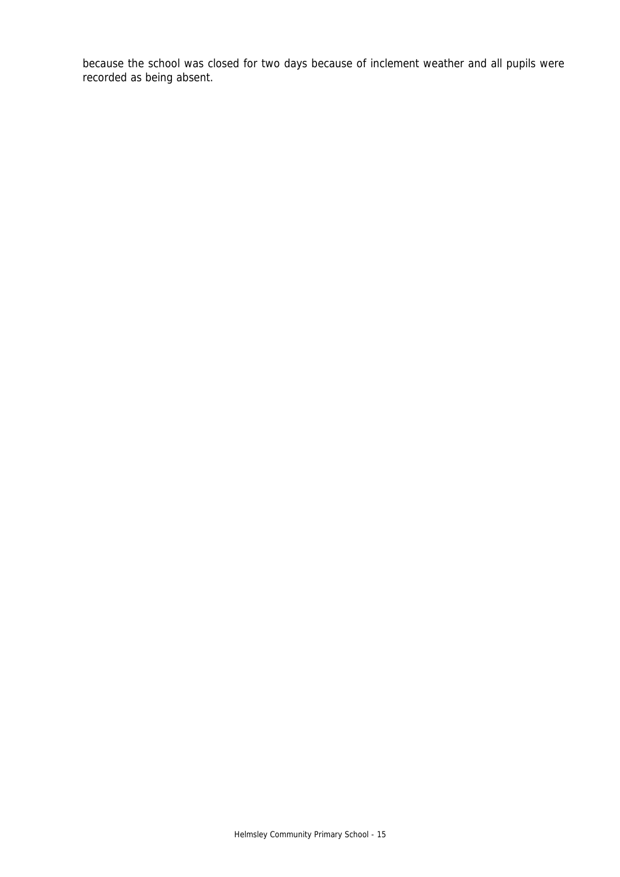because the school was closed for two days because of inclement weather and all pupils were recorded as being absent.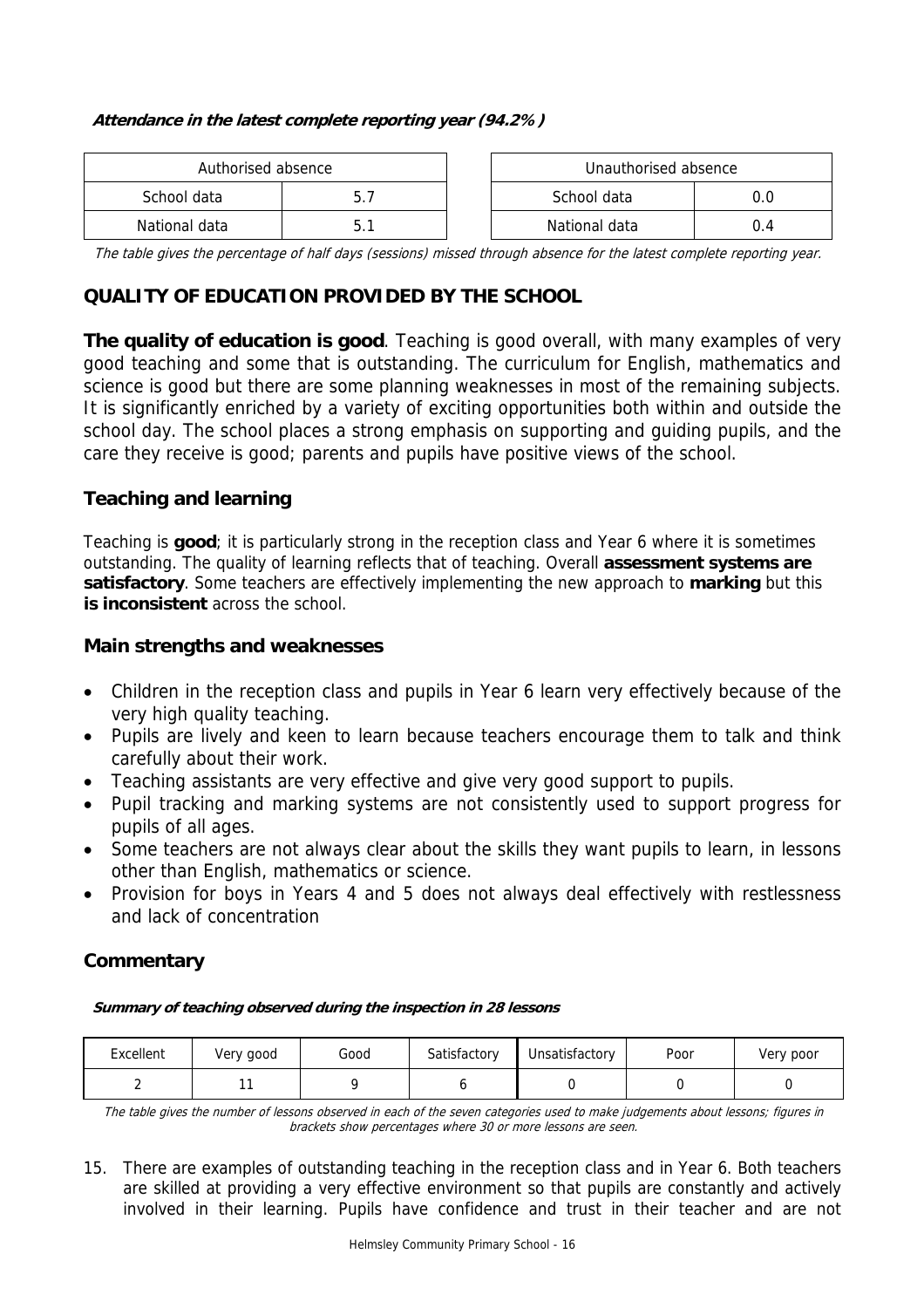***Attendance in the latest complete reporting year (94.2%)***

| Authorised absence | |
|---|---|
| School data | 5.7 |
| National data | 5.1 |

| Unauthorised absence | |
|---|---|
| School data | 0.0 |
| National data | 0.4 |

*The table gives the percentage of half days (sessions) missed through absence for the latest complete reporting year.*

## QUALITY OF EDUCATION PROVIDED BY THE SCHOOL

**The quality of education is good**. Teaching is good overall, with many examples of very good teaching and some that is outstanding. The curriculum for English, mathematics and science is good but there are some planning weaknesses in most of the remaining subjects. It is significantly enriched by a variety of exciting opportunities both within and outside the school day. The school places a strong emphasis on supporting and guiding pupils, and the care they receive is good; parents and pupils have positive views of the school.

### Teaching and learning

Teaching is **good**; it is particularly strong in the reception class and Year 6 where it is sometimes outstanding. The quality of learning reflects that of teaching. Overall **assessment systems are satisfactory**. Some teachers are effectively implementing the new approach to **marking** but this **is inconsistent** across the school.

### Main strengths and weaknesses

- Children in the reception class and pupils in Year 6 learn very effectively because of the very high quality teaching.
- Pupils are lively and keen to learn because teachers encourage them to talk and think carefully about their work.
- Teaching assistants are very effective and give very good support to pupils.
- Pupil tracking and marking systems are not consistently used to support progress for pupils of all ages.
- Some teachers are not always clear about the skills they want pupils to learn, in lessons other than English, mathematics or science.
- Provision for boys in Years 4 and 5 does not always deal effectively with restlessness and lack of concentration

### Commentary

***Summary of teaching observed during the inspection in 28 lessons***

| Excellent | Very good | Good | Satisfactory | Unsatisfactory | Poor | Very poor |
|---|---|---|---|---|---|---|
| 2 | 11 | 9 | 6 | 0 | 0 | 0 |

*The table gives the number of lessons observed in each of the seven categories used to make judgements about lessons; figures in brackets show percentages where 30 or more lessons are seen.*

15. There are examples of outstanding teaching in the reception class and in Year 6. Both teachers are skilled at providing a very effective environment so that pupils are constantly and actively involved in their learning. Pupils have confidence and trust in their teacher and are not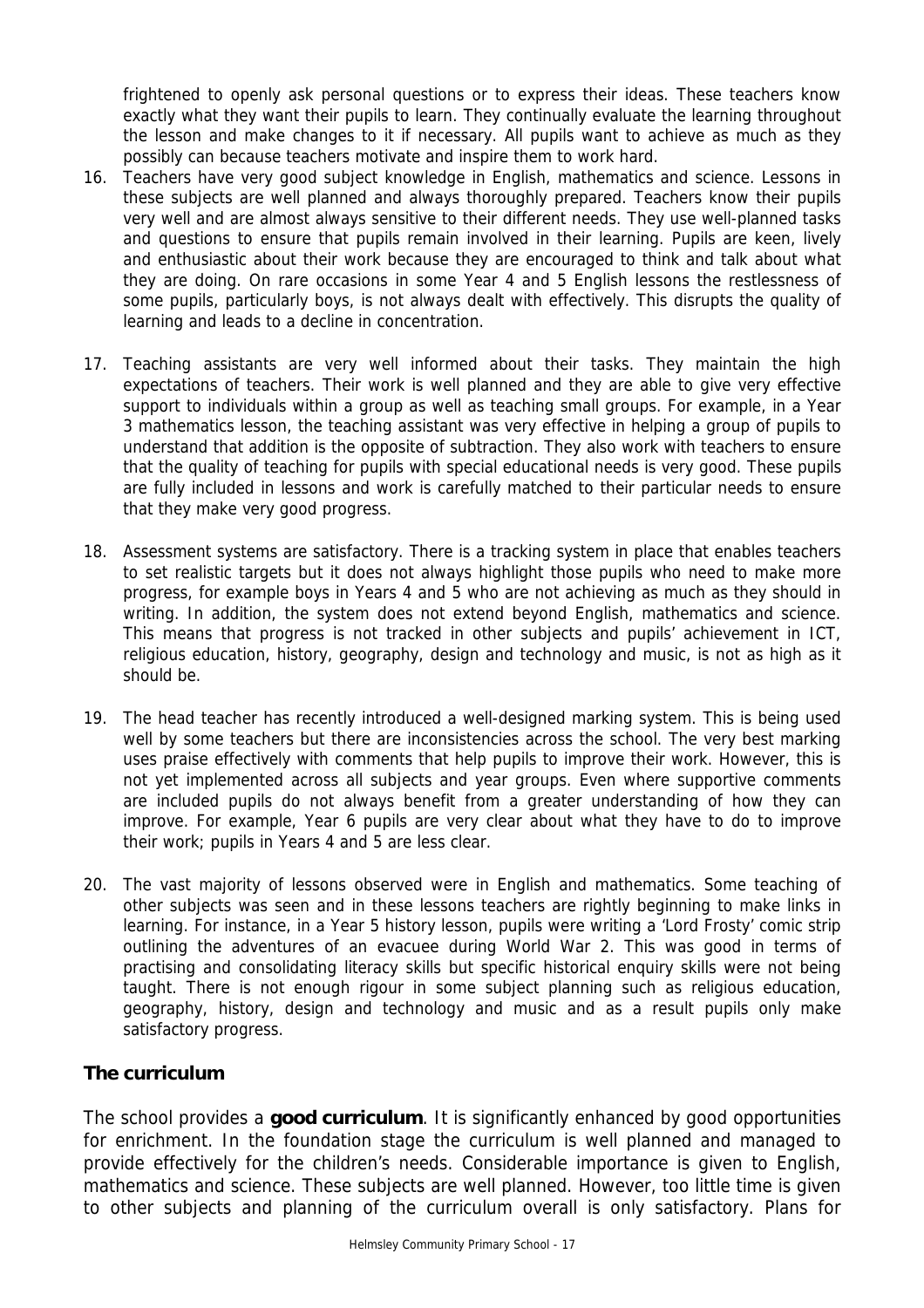frightened to openly ask personal questions or to express their ideas. These teachers know exactly what they want their pupils to learn. They continually evaluate the learning throughout the lesson and make changes to it if necessary. All pupils want to achieve as much as they possibly can because teachers motivate and inspire them to work hard.

16. Teachers have very good subject knowledge in English, mathematics and science. Lessons in these subjects are well planned and always thoroughly prepared. Teachers know their pupils very well and are almost always sensitive to their different needs. They use well-planned tasks and questions to ensure that pupils remain involved in their learning. Pupils are keen, lively and enthusiastic about their work because they are encouraged to think and talk about what they are doing. On rare occasions in some Year 4 and 5 English lessons the restlessness of some pupils, particularly boys, is not always dealt with effectively. This disrupts the quality of learning and leads to a decline in concentration.

17. Teaching assistants are very well informed about their tasks. They maintain the high expectations of teachers. Their work is well planned and they are able to give very effective support to individuals within a group as well as teaching small groups. For example, in a Year 3 mathematics lesson, the teaching assistant was very effective in helping a group of pupils to understand that addition is the opposite of subtraction. They also work with teachers to ensure that the quality of teaching for pupils with special educational needs is very good. These pupils are fully included in lessons and work is carefully matched to their particular needs to ensure that they make very good progress.

18. Assessment systems are satisfactory. There is a tracking system in place that enables teachers to set realistic targets but it does not always highlight those pupils who need to make more progress, for example boys in Years 4 and 5 who are not achieving as much as they should in writing. In addition, the system does not extend beyond English, mathematics and science. This means that progress is not tracked in other subjects and pupils' achievement in ICT, religious education, history, geography, design and technology and music, is not as high as it should be.

19. The head teacher has recently introduced a well-designed marking system. This is being used well by some teachers but there are inconsistencies across the school. The very best marking uses praise effectively with comments that help pupils to improve their work. However, this is not yet implemented across all subjects and year groups. Even where supportive comments are included pupils do not always benefit from a greater understanding of how they can improve. For example, Year 6 pupils are very clear about what they have to do to improve their work; pupils in Years 4 and 5 are less clear.

20. The vast majority of lessons observed were in English and mathematics. Some teaching of other subjects was seen and in these lessons teachers are rightly beginning to make links in learning. For instance, in a Year 5 history lesson, pupils were writing a 'Lord Frosty' comic strip outlining the adventures of an evacuee during World War 2. This was good in terms of practising and consolidating literacy skills but specific historical enquiry skills were not being taught. There is not enough rigour in some subject planning such as religious education, geography, history, design and technology and music and as a result pupils only make satisfactory progress.

### The curriculum

The school provides a **good curriculum**. It is significantly enhanced by good opportunities for enrichment. In the foundation stage the curriculum is well planned and managed to provide effectively for the children's needs. Considerable importance is given to English, mathematics and science. These subjects are well planned. However, too little time is given to other subjects and planning of the curriculum overall is only satisfactory. Plans for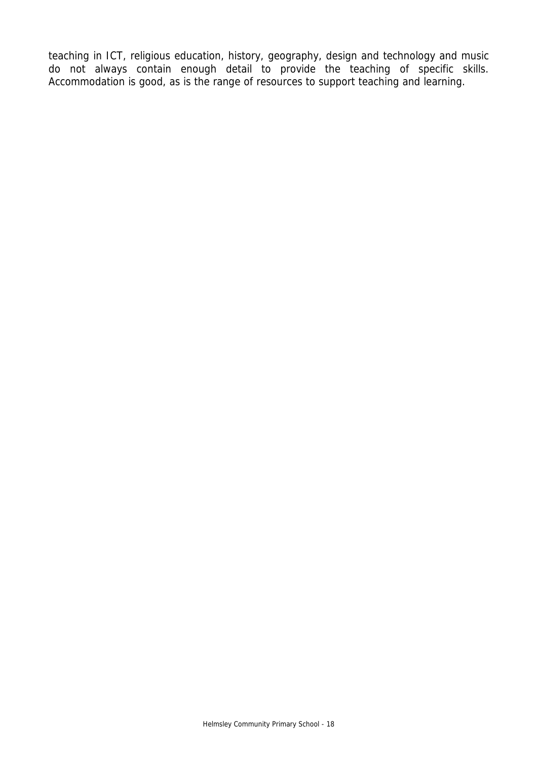teaching in ICT, religious education, history, geography, design and technology and music do not always contain enough detail to provide the teaching of specific skills. Accommodation is good, as is the range of resources to support teaching and learning.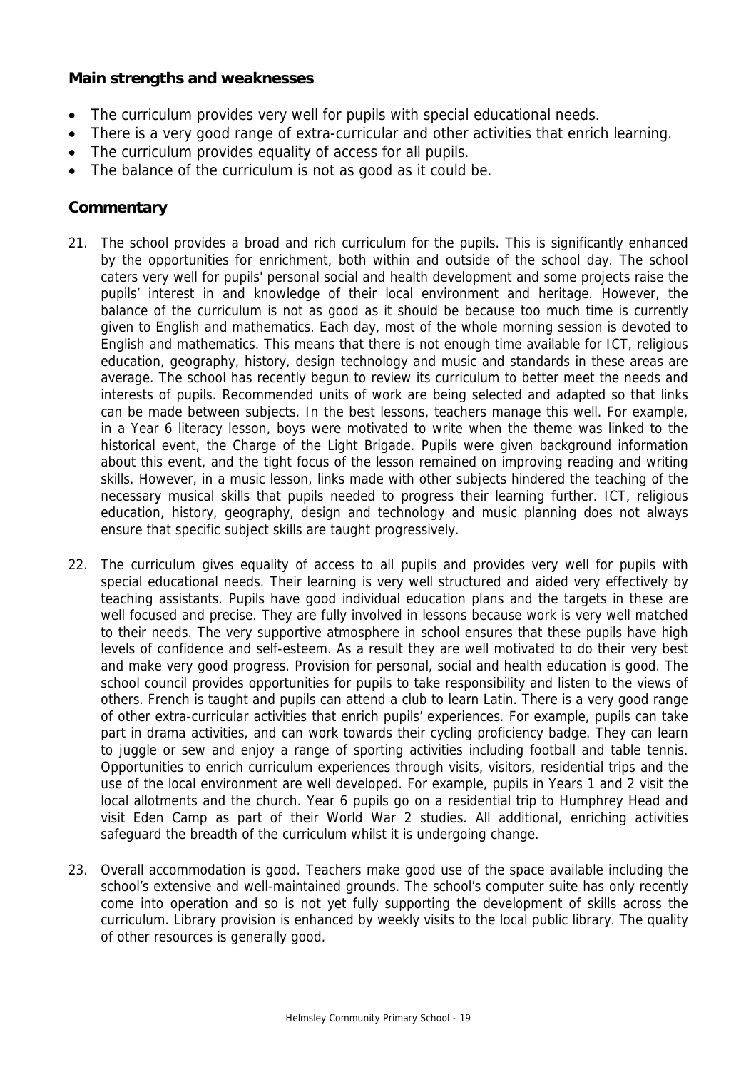### Main strengths and weaknesses

- The curriculum provides very well for pupils with special educational needs.
- There is a very good range of extra-curricular and other activities that enrich learning.
- The curriculum provides equality of access for all pupils.
- The balance of the curriculum is not as good as it could be.

### Commentary

21. The school provides a broad and rich curriculum for the pupils. This is significantly enhanced by the opportunities for enrichment, both within and outside of the school day. The school caters very well for pupils' personal social and health development and some projects raise the pupils' interest in and knowledge of their local environment and heritage. However, the balance of the curriculum is not as good as it should be because too much time is currently given to English and mathematics. Each day, most of the whole morning session is devoted to English and mathematics. This means that there is not enough time available for ICT, religious education, geography, history, design technology and music and standards in these areas are average. The school has recently begun to review its curriculum to better meet the needs and interests of pupils. Recommended units of work are being selected and adapted so that links can be made between subjects. In the best lessons, teachers manage this well. For example, in a Year 6 literacy lesson, boys were motivated to write when the theme was linked to the historical event, the Charge of the Light Brigade. Pupils were given background information about this event, and the tight focus of the lesson remained on improving reading and writing skills. However, in a music lesson, links made with other subjects hindered the teaching of the necessary musical skills that pupils needed to progress their learning further. ICT, religious education, history, geography, design and technology and music planning does not always ensure that specific subject skills are taught progressively.

22. The curriculum gives equality of access to all pupils and provides very well for pupils with special educational needs. Their learning is very well structured and aided very effectively by teaching assistants. Pupils have good individual education plans and the targets in these are well focused and precise. They are fully involved in lessons because work is very well matched to their needs. The very supportive atmosphere in school ensures that these pupils have high levels of confidence and self-esteem. As a result they are well motivated to do their very best and make very good progress. Provision for personal, social and health education is good. The school council provides opportunities for pupils to take responsibility and listen to the views of others. French is taught and pupils can attend a club to learn Latin. There is a very good range of other extra-curricular activities that enrich pupils' experiences. For example, pupils can take part in drama activities, and can work towards their cycling proficiency badge. They can learn to juggle or sew and enjoy a range of sporting activities including football and table tennis. Opportunities to enrich curriculum experiences through visits, visitors, residential trips and the use of the local environment are well developed. For example, pupils in Years 1 and 2 visit the local allotments and the church. Year 6 pupils go on a residential trip to Humphrey Head and visit Eden Camp as part of their World War 2 studies. All additional, enriching activities safeguard the breadth of the curriculum whilst it is undergoing change.

23. Overall accommodation is good. Teachers make good use of the space available including the school's extensive and well-maintained grounds. The school's computer suite has only recently come into operation and so is not yet fully supporting the development of skills across the curriculum. Library provision is enhanced by weekly visits to the local public library. The quality of other resources is generally good.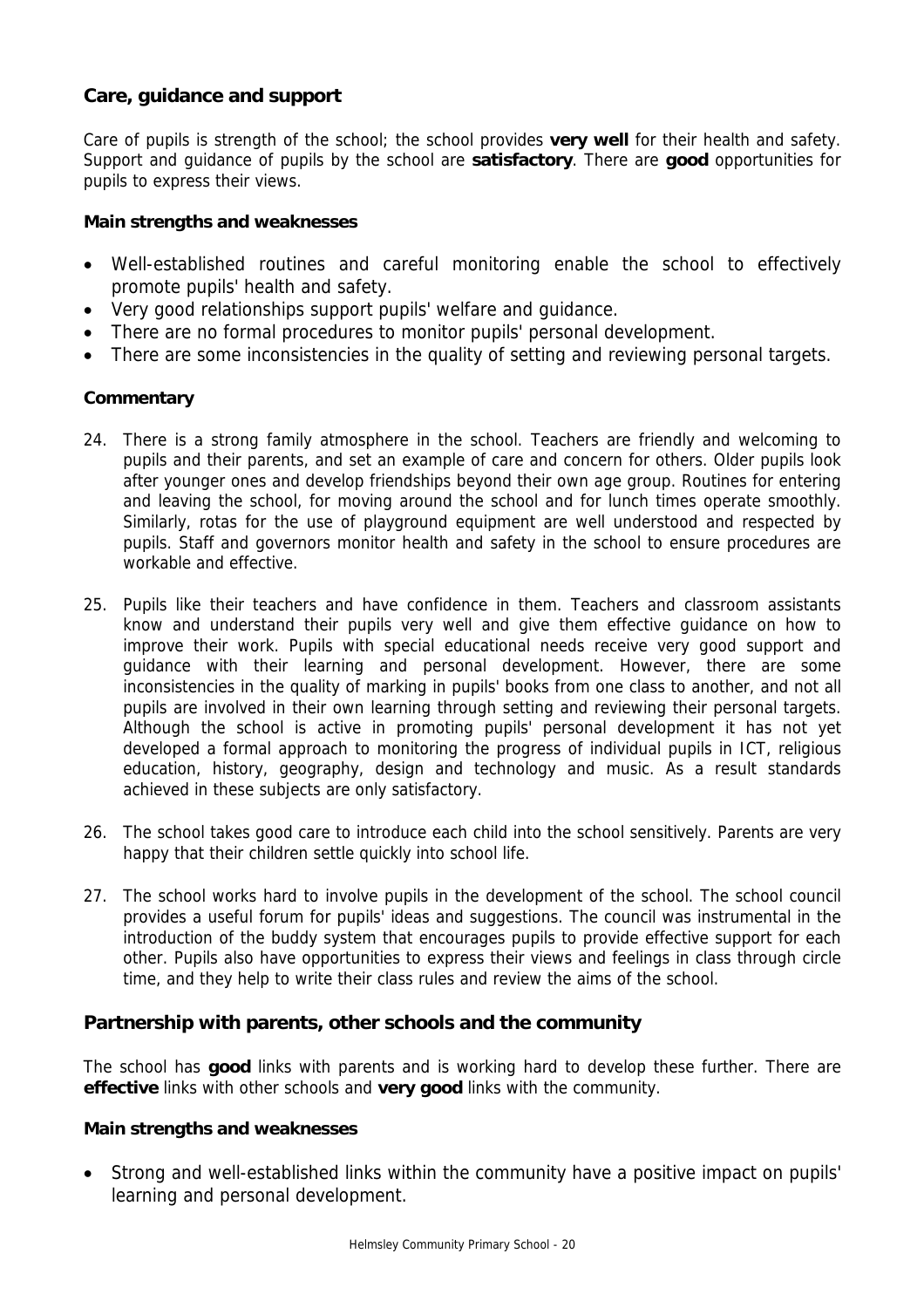## Care, guidance and support

Care of pupils is strength of the school; the school provides **very well** for their health and safety. Support and guidance of pupils by the school are **satisfactory**. There are **good** opportunities for pupils to express their views.

### Main strengths and weaknesses

- Well-established routines and careful monitoring enable the school to effectively promote pupils' health and safety.
- Very good relationships support pupils' welfare and guidance.
- There are no formal procedures to monitor pupils' personal development.
- There are some inconsistencies in the quality of setting and reviewing personal targets.

### Commentary

24. There is a strong family atmosphere in the school. Teachers are friendly and welcoming to pupils and their parents, and set an example of care and concern for others. Older pupils look after younger ones and develop friendships beyond their own age group. Routines for entering and leaving the school, for moving around the school and for lunch times operate smoothly. Similarly, rotas for the use of playground equipment are well understood and respected by pupils. Staff and governors monitor health and safety in the school to ensure procedures are workable and effective.

25. Pupils like their teachers and have confidence in them. Teachers and classroom assistants know and understand their pupils very well and give them effective guidance on how to improve their work. Pupils with special educational needs receive very good support and guidance with their learning and personal development. However, there are some inconsistencies in the quality of marking in pupils' books from one class to another, and not all pupils are involved in their own learning through setting and reviewing their personal targets. Although the school is active in promoting pupils' personal development it has not yet developed a formal approach to monitoring the progress of individual pupils in ICT, religious education, history, geography, design and technology and music. As a result standards achieved in these subjects are only satisfactory.

26. The school takes good care to introduce each child into the school sensitively. Parents are very happy that their children settle quickly into school life.

27. The school works hard to involve pupils in the development of the school. The school council provides a useful forum for pupils' ideas and suggestions. The council was instrumental in the introduction of the buddy system that encourages pupils to provide effective support for each other. Pupils also have opportunities to express their views and feelings in class through circle time, and they help to write their class rules and review the aims of the school.

## Partnership with parents, other schools and the community

The school has **good** links with parents and is working hard to develop these further. There are **effective** links with other schools and **very good** links with the community.

### Main strengths and weaknesses

- Strong and well-established links within the community have a positive impact on pupils' learning and personal development.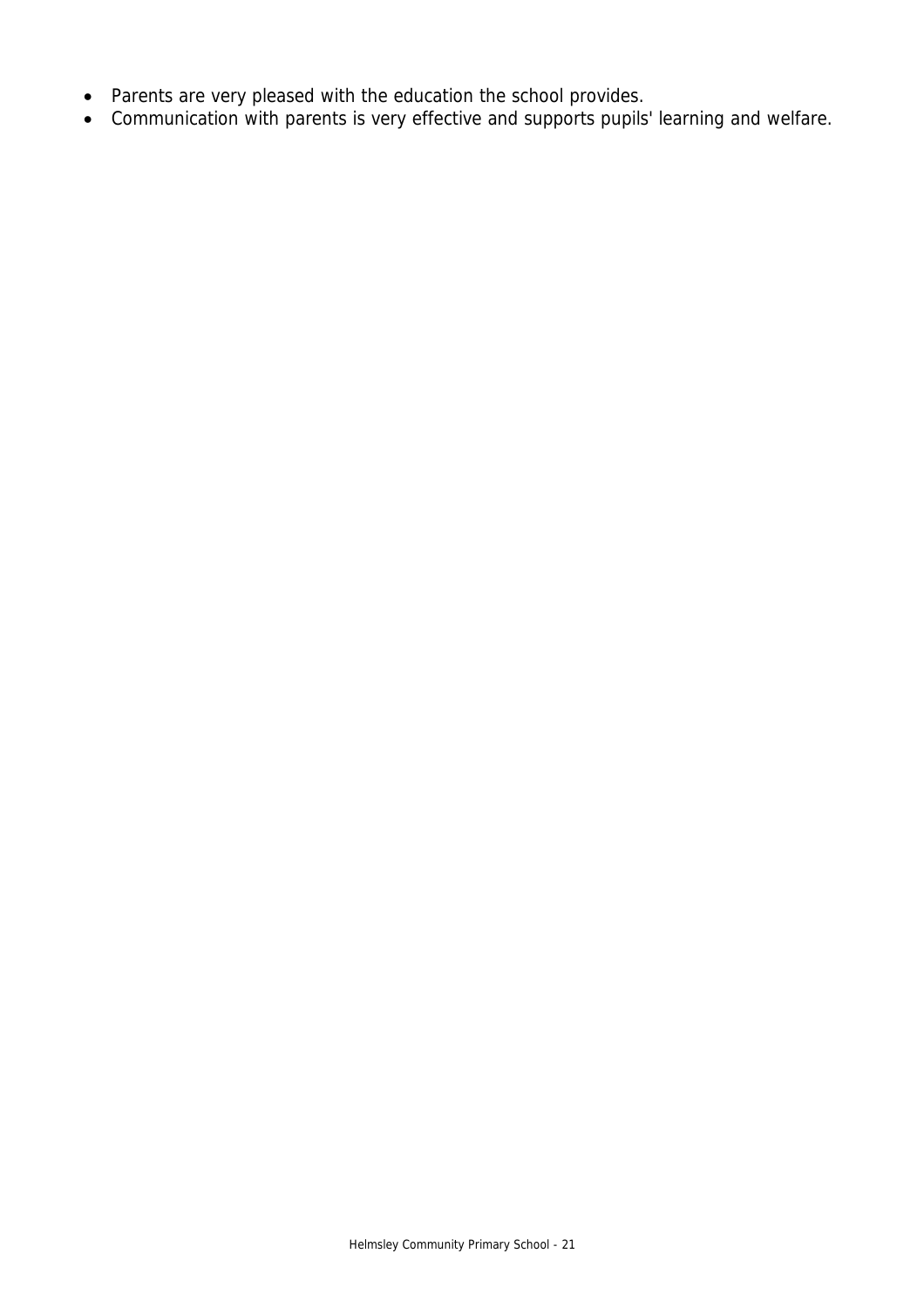- Parents are very pleased with the education the school provides.
- Communication with parents is very effective and supports pupils' learning and welfare.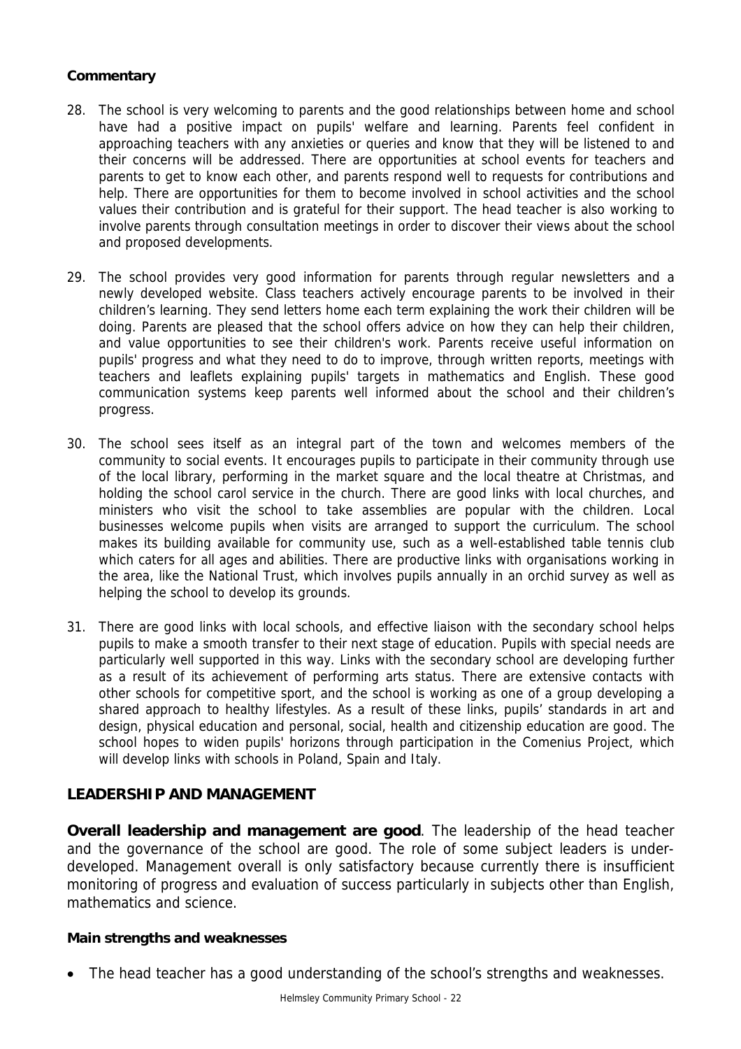**Commentary**

28. The school is very welcoming to parents and the good relationships between home and school have had a positive impact on pupils' welfare and learning. Parents feel confident in approaching teachers with any anxieties or queries and know that they will be listened to and their concerns will be addressed. There are opportunities at school events for teachers and parents to get to know each other, and parents respond well to requests for contributions and help. There are opportunities for them to become involved in school activities and the school values their contribution and is grateful for their support. The head teacher is also working to involve parents through consultation meetings in order to discover their views about the school and proposed developments.

29. The school provides very good information for parents through regular newsletters and a newly developed website. Class teachers actively encourage parents to be involved in their children's learning. They send letters home each term explaining the work their children will be doing. Parents are pleased that the school offers advice on how they can help their children, and value opportunities to see their children's work. Parents receive useful information on pupils' progress and what they need to do to improve, through written reports, meetings with teachers and leaflets explaining pupils' targets in mathematics and English. These good communication systems keep parents well informed about the school and their children's progress.

30. The school sees itself as an integral part of the town and welcomes members of the community to social events. It encourages pupils to participate in their community through use of the local library, performing in the market square and the local theatre at Christmas, and holding the school carol service in the church. There are good links with local churches, and ministers who visit the school to take assemblies are popular with the children. Local businesses welcome pupils when visits are arranged to support the curriculum. The school makes its building available for community use, such as a well-established table tennis club which caters for all ages and abilities. There are productive links with organisations working in the area, like the National Trust, which involves pupils annually in an orchid survey as well as helping the school to develop its grounds.

31. There are good links with local schools, and effective liaison with the secondary school helps pupils to make a smooth transfer to their next stage of education. Pupils with special needs are particularly well supported in this way. Links with the secondary school are developing further as a result of its achievement of performing arts status. There are extensive contacts with other schools for competitive sport, and the school is working as one of a group developing a shared approach to healthy lifestyles. As a result of these links, pupils' standards in art and design, physical education and personal, social, health and citizenship education are good. The school hopes to widen pupils' horizons through participation in the Comenius Project, which will develop links with schools in Poland, Spain and Italy.

## LEADERSHIP AND MANAGEMENT

**Overall leadership and management are good**. The leadership of the head teacher and the governance of the school are good. The role of some subject leaders is under-developed. Management overall is only satisfactory because currently there is insufficient monitoring of progress and evaluation of success particularly in subjects other than English, mathematics and science.

**Main strengths and weaknesses**

- The head teacher has a good understanding of the school's strengths and weaknesses.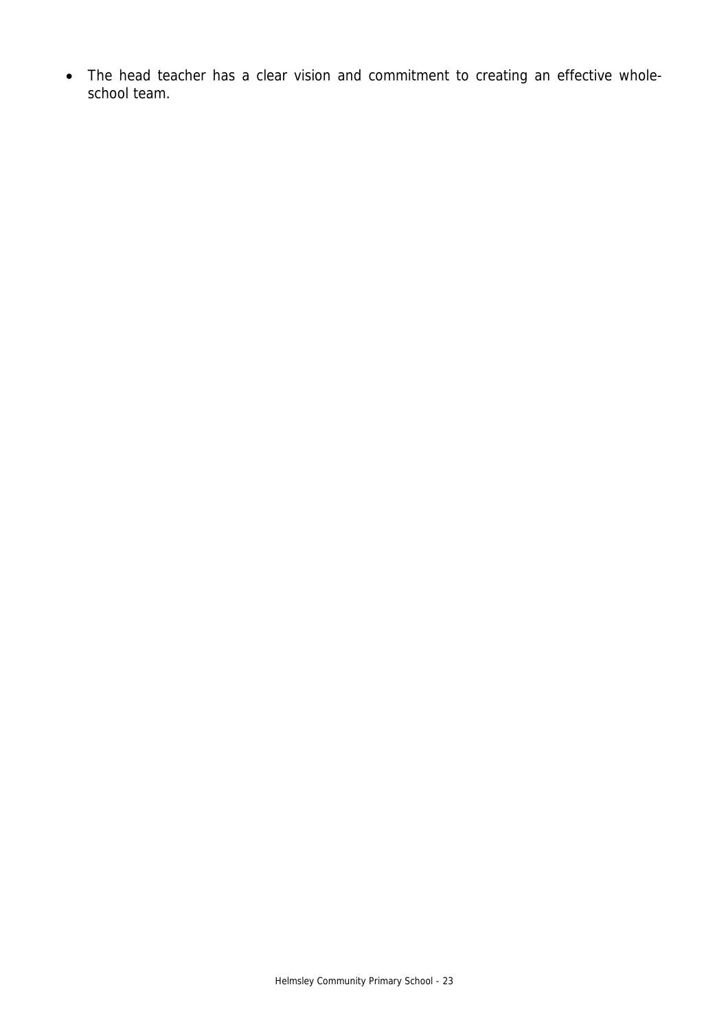- The head teacher has a clear vision and commitment to creating an effective whole-school team.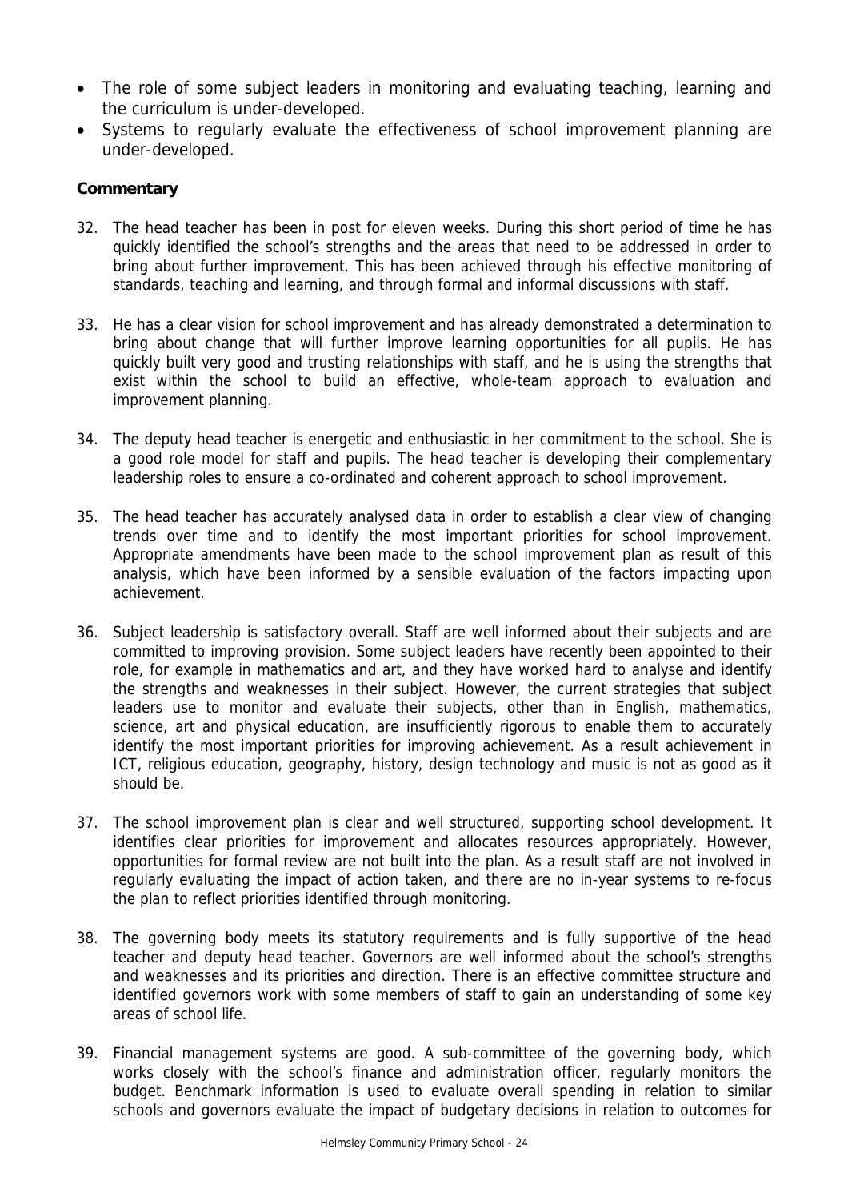- The role of some subject leaders in monitoring and evaluating teaching, learning and the curriculum is under-developed.
- Systems to regularly evaluate the effectiveness of school improvement planning are under-developed.

**Commentary**

32. The head teacher has been in post for eleven weeks. During this short period of time he has quickly identified the school's strengths and the areas that need to be addressed in order to bring about further improvement. This has been achieved through his effective monitoring of standards, teaching and learning, and through formal and informal discussions with staff.

33. He has a clear vision for school improvement and has already demonstrated a determination to bring about change that will further improve learning opportunities for all pupils. He has quickly built very good and trusting relationships with staff, and he is using the strengths that exist within the school to build an effective, whole-team approach to evaluation and improvement planning.

34. The deputy head teacher is energetic and enthusiastic in her commitment to the school. She is a good role model for staff and pupils. The head teacher is developing their complementary leadership roles to ensure a co-ordinated and coherent approach to school improvement.

35. The head teacher has accurately analysed data in order to establish a clear view of changing trends over time and to identify the most important priorities for school improvement. Appropriate amendments have been made to the school improvement plan as result of this analysis, which have been informed by a sensible evaluation of the factors impacting upon achievement.

36. Subject leadership is satisfactory overall. Staff are well informed about their subjects and are committed to improving provision. Some subject leaders have recently been appointed to their role, for example in mathematics and art, and they have worked hard to analyse and identify the strengths and weaknesses in their subject. However, the current strategies that subject leaders use to monitor and evaluate their subjects, other than in English, mathematics, science, art and physical education, are insufficiently rigorous to enable them to accurately identify the most important priorities for improving achievement. As a result achievement in ICT, religious education, geography, history, design technology and music is not as good as it should be.

37. The school improvement plan is clear and well structured, supporting school development. It identifies clear priorities for improvement and allocates resources appropriately. However, opportunities for formal review are not built into the plan. As a result staff are not involved in regularly evaluating the impact of action taken, and there are no in-year systems to re-focus the plan to reflect priorities identified through monitoring.

38. The governing body meets its statutory requirements and is fully supportive of the head teacher and deputy head teacher. Governors are well informed about the school's strengths and weaknesses and its priorities and direction. There is an effective committee structure and identified governors work with some members of staff to gain an understanding of some key areas of school life.

39. Financial management systems are good. A sub-committee of the governing body, which works closely with the school's finance and administration officer, regularly monitors the budget. Benchmark information is used to evaluate overall spending in relation to similar schools and governors evaluate the impact of budgetary decisions in relation to outcomes for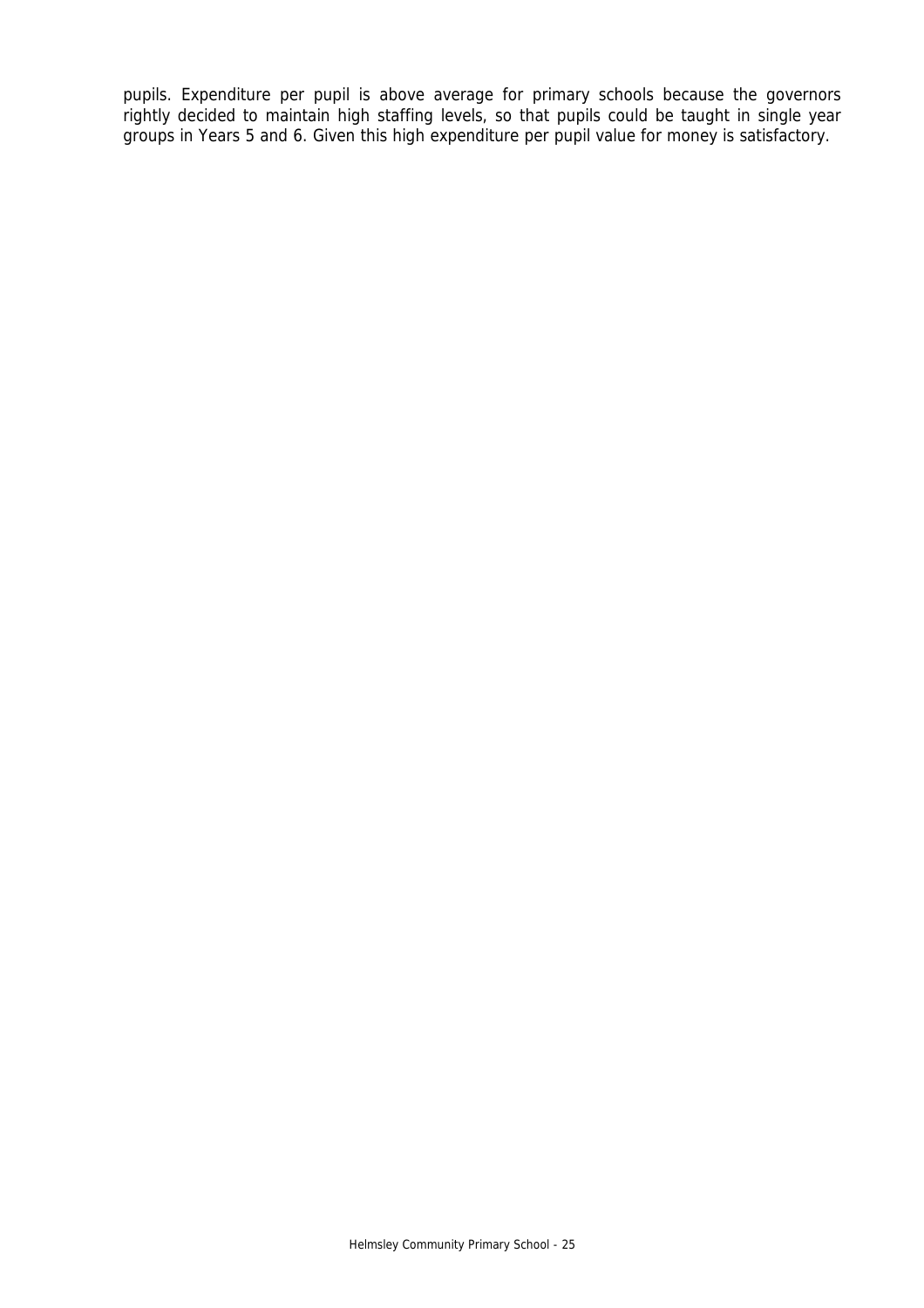pupils. Expenditure per pupil is above average for primary schools because the governors rightly decided to maintain high staffing levels, so that pupils could be taught in single year groups in Years 5 and 6. Given this high expenditure per pupil value for money is satisfactory.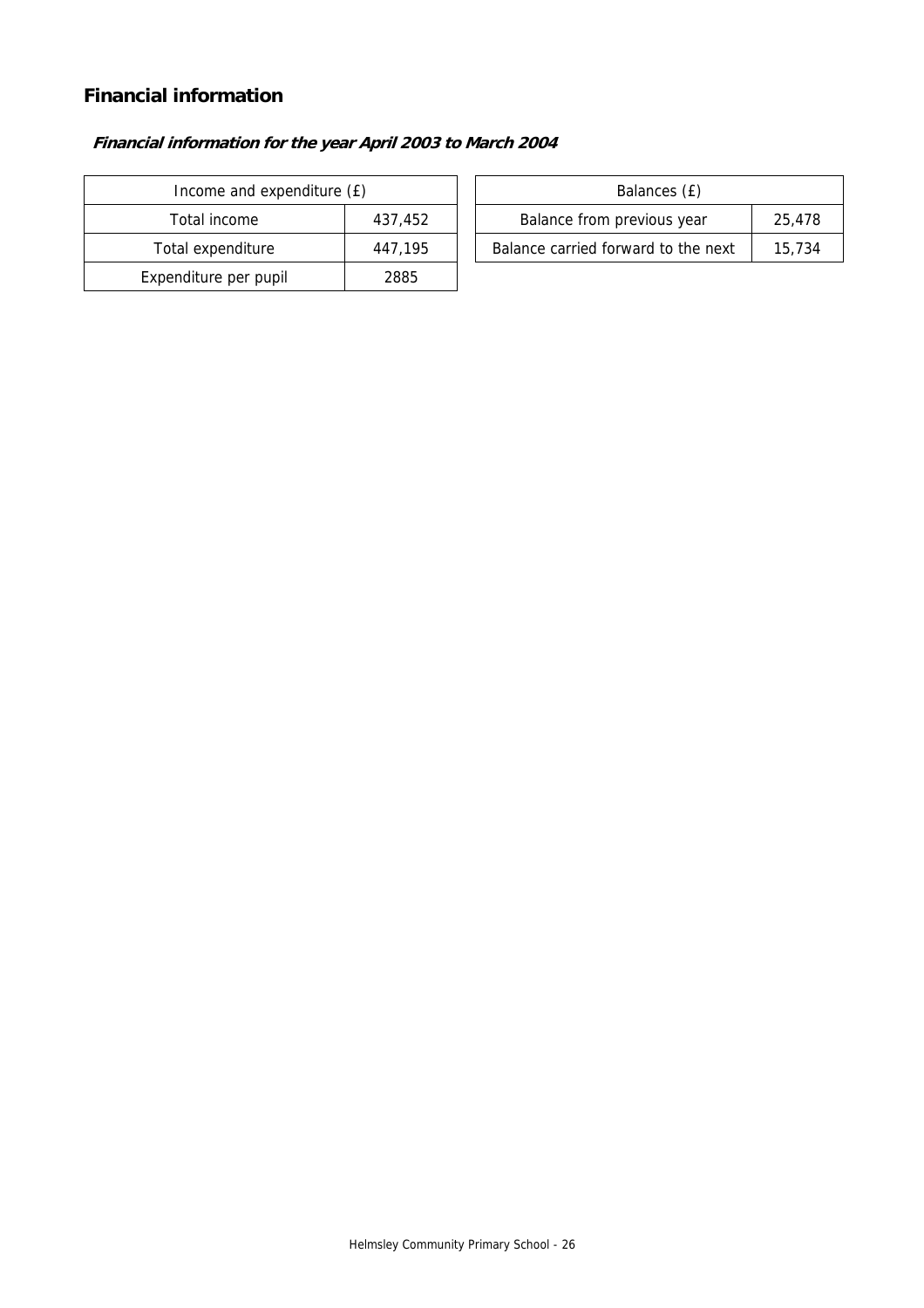## Financial information

### *Financial information for the year April 2003 to March 2004*

| Income and expenditure (£) | |
|---|---|
| Total income | 437,452 |
| Total expenditure | 447,195 |
| Expenditure per pupil | 2885 |

| Balances (£) | |
|---|---|
| Balance from previous year | 25,478 |
| Balance carried forward to the next | 15,734 |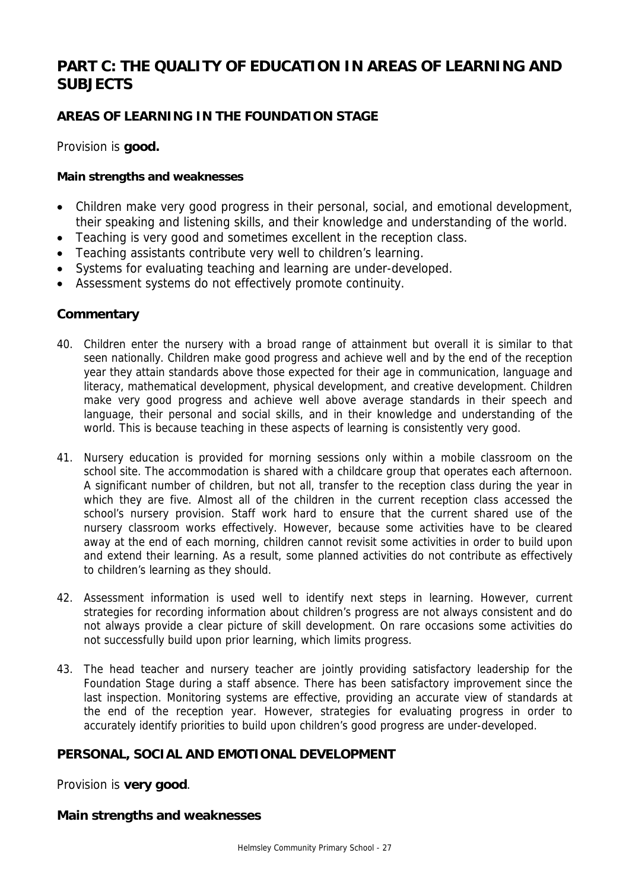# PART C: THE QUALITY OF EDUCATION IN AREAS OF LEARNING AND SUBJECTS

## AREAS OF LEARNING IN THE FOUNDATION STAGE

Provision is **good.**

**Main strengths and weaknesses**

- Children make very good progress in their personal, social, and emotional development, their speaking and listening skills, and their knowledge and understanding of the world.
- Teaching is very good and sometimes excellent in the reception class.
- Teaching assistants contribute very well to children's learning.
- Systems for evaluating teaching and learning are under-developed.
- Assessment systems do not effectively promote continuity.

### Commentary

40. Children enter the nursery with a broad range of attainment but overall it is similar to that seen nationally. Children make good progress and achieve well and by the end of the reception year they attain standards above those expected for their age in communication, language and literacy, mathematical development, physical development, and creative development. Children make very good progress and achieve well above average standards in their speech and language, their personal and social skills, and in their knowledge and understanding of the world. This is because teaching in these aspects of learning is consistently very good.

41. Nursery education is provided for morning sessions only within a mobile classroom on the school site. The accommodation is shared with a childcare group that operates each afternoon. A significant number of children, but not all, transfer to the reception class during the year in which they are five. Almost all of the children in the current reception class accessed the school's nursery provision. Staff work hard to ensure that the current shared use of the nursery classroom works effectively. However, because some activities have to be cleared away at the end of each morning, children cannot revisit some activities in order to build upon and extend their learning. As a result, some planned activities do not contribute as effectively to children's learning as they should.

42. Assessment information is used well to identify next steps in learning. However, current strategies for recording information about children's progress are not always consistent and do not always provide a clear picture of skill development. On rare occasions some activities do not successfully build upon prior learning, which limits progress.

43. The head teacher and nursery teacher are jointly providing satisfactory leadership for the Foundation Stage during a staff absence. There has been satisfactory improvement since the last inspection. Monitoring systems are effective, providing an accurate view of standards at the end of the reception year. However, strategies for evaluating progress in order to accurately identify priorities to build upon children's good progress are under-developed.

## PERSONAL, SOCIAL AND EMOTIONAL DEVELOPMENT

Provision is **very good**.

**Main strengths and weaknesses**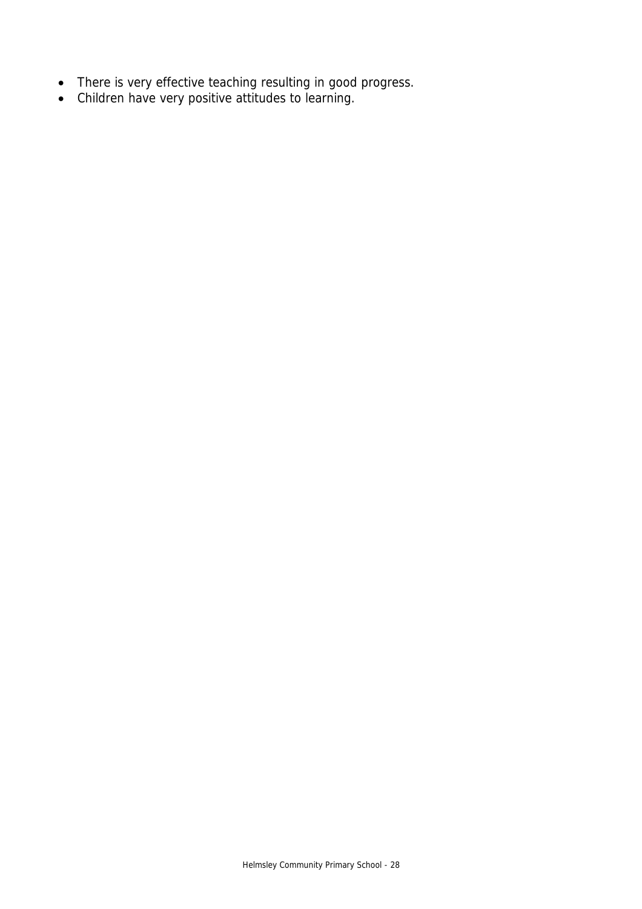- There is very effective teaching resulting in good progress.
- Children have very positive attitudes to learning.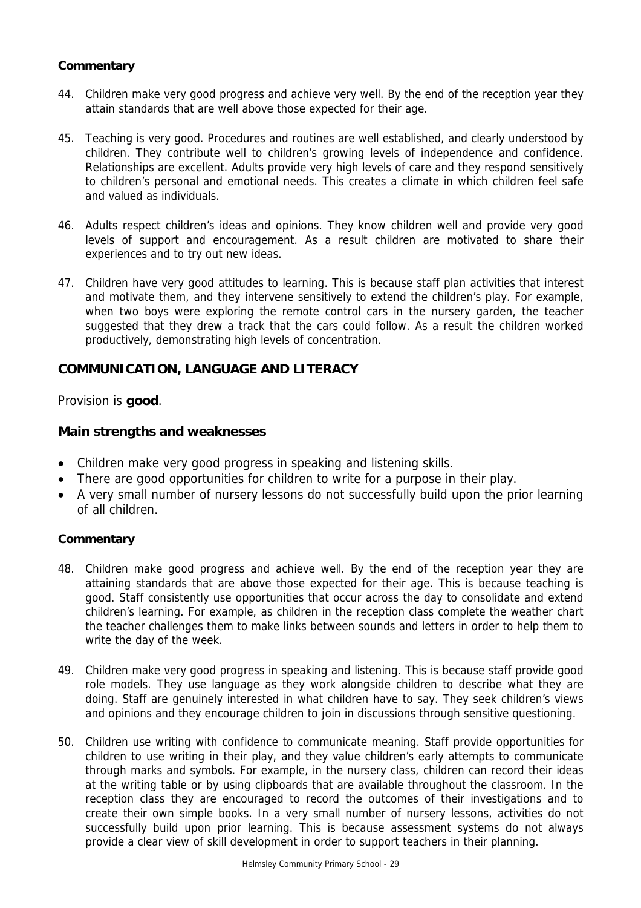### Commentary

44. Children make very good progress and achieve very well. By the end of the reception year they attain standards that are well above those expected for their age.

45. Teaching is very good. Procedures and routines are well established, and clearly understood by children. They contribute well to children's growing levels of independence and confidence. Relationships are excellent. Adults provide very high levels of care and they respond sensitively to children's personal and emotional needs. This creates a climate in which children feel safe and valued as individuals.

46. Adults respect children's ideas and opinions. They know children well and provide very good levels of support and encouragement. As a result children are motivated to share their experiences and to try out new ideas.

47. Children have very good attitudes to learning. This is because staff plan activities that interest and motivate them, and they intervene sensitively to extend the children's play. For example, when two boys were exploring the remote control cars in the nursery garden, the teacher suggested that they drew a track that the cars could follow. As a result the children worked productively, demonstrating high levels of concentration.

## COMMUNICATION, LANGUAGE AND LITERACY

Provision is **good**.

### Main strengths and weaknesses

- Children make very good progress in speaking and listening skills.
- There are good opportunities for children to write for a purpose in their play.
- A very small number of nursery lessons do not successfully build upon the prior learning of all children.

### Commentary

48. Children make good progress and achieve well. By the end of the reception year they are attaining standards that are above those expected for their age. This is because teaching is good. Staff consistently use opportunities that occur across the day to consolidate and extend children's learning. For example, as children in the reception class complete the weather chart the teacher challenges them to make links between sounds and letters in order to help them to write the day of the week.

49. Children make very good progress in speaking and listening. This is because staff provide good role models. They use language as they work alongside children to describe what they are doing. Staff are genuinely interested in what children have to say. They seek children's views and opinions and they encourage children to join in discussions through sensitive questioning.

50. Children use writing with confidence to communicate meaning. Staff provide opportunities for children to use writing in their play, and they value children's early attempts to communicate through marks and symbols. For example, in the nursery class, children can record their ideas at the writing table or by using clipboards that are available throughout the classroom. In the reception class they are encouraged to record the outcomes of their investigations and to create their own simple books. In a very small number of nursery lessons, activities do not successfully build upon prior learning. This is because assessment systems do not always provide a clear view of skill development in order to support teachers in their planning.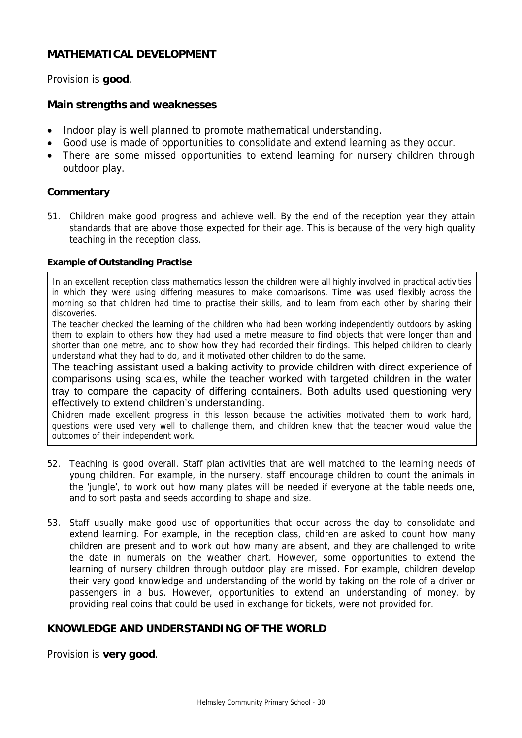## MATHEMATICAL DEVELOPMENT

Provision is **good**.

### Main strengths and weaknesses

- Indoor play is well planned to promote mathematical understanding.
- Good use is made of opportunities to consolidate and extend learning as they occur.
- There are some missed opportunities to extend learning for nursery children through outdoor play.

#### Commentary

51. Children make good progress and achieve well. By the end of the reception year they attain standards that are above those expected for their age. This is because of the very high quality teaching in the reception class.

**Example of Outstanding Practise**

> In an excellent reception class mathematics lesson the children were all highly involved in practical activities in which they were using differing measures to make comparisons. Time was used flexibly across the morning so that children had time to practise their skills, and to learn from each other by sharing their discoveries.
>
> The teacher checked the learning of the children who had been working independently outdoors by asking them to explain to others how they had used a metre measure to find objects that were longer than and shorter than one metre, and to show how they had recorded their findings. This helped children to clearly understand what they had to do, and it motivated other children to do the same.
>
> The teaching assistant used a baking activity to provide children with direct experience of comparisons using scales, while the teacher worked with targeted children in the water tray to compare the capacity of differing containers. Both adults used questioning very effectively to extend children's understanding.
>
> Children made excellent progress in this lesson because the activities motivated them to work hard, questions were used very well to challenge them, and children knew that the teacher would value the outcomes of their independent work.

52. Teaching is good overall. Staff plan activities that are well matched to the learning needs of young children. For example, in the nursery, staff encourage children to count the animals in the 'jungle', to work out how many plates will be needed if everyone at the table needs one, and to sort pasta and seeds according to shape and size.

53. Staff usually make good use of opportunities that occur across the day to consolidate and extend learning. For example, in the reception class, children are asked to count how many children are present and to work out how many are absent, and they are challenged to write the date in numerals on the weather chart. However, some opportunities to extend the learning of nursery children through outdoor play are missed. For example, children develop their very good knowledge and understanding of the world by taking on the role of a driver or passengers in a bus. However, opportunities to extend an understanding of money, by providing real coins that could be used in exchange for tickets, were not provided for.

## KNOWLEDGE AND UNDERSTANDING OF THE WORLD

Provision is **very good**.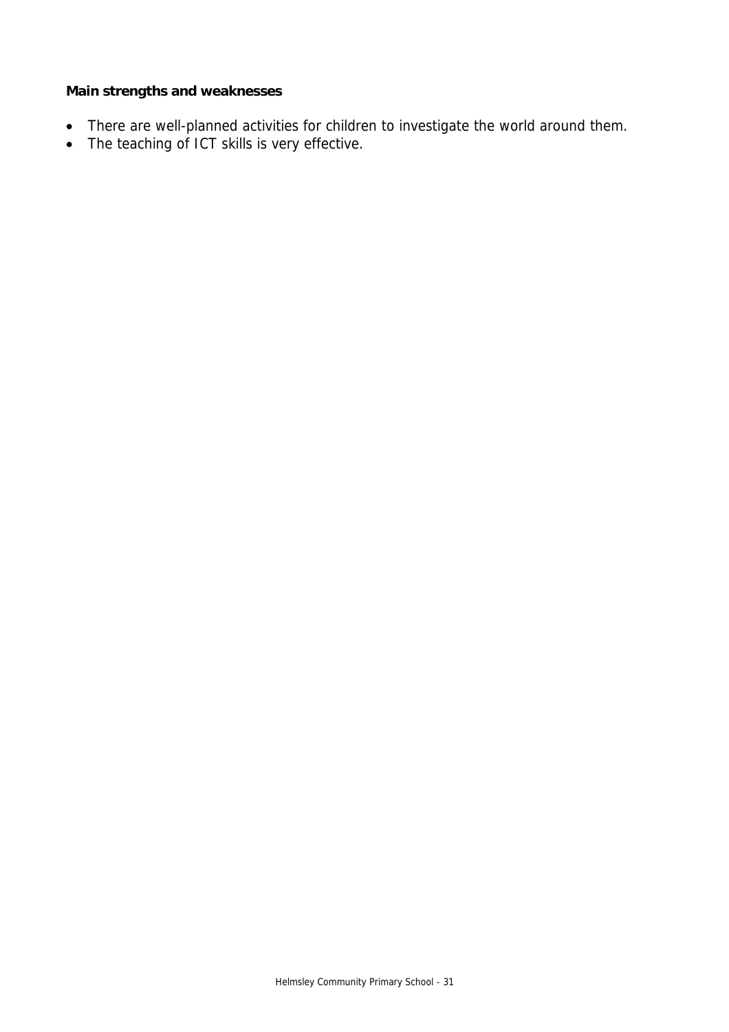**Main strengths and weaknesses**

- There are well-planned activities for children to investigate the world around them.
- The teaching of ICT skills is very effective.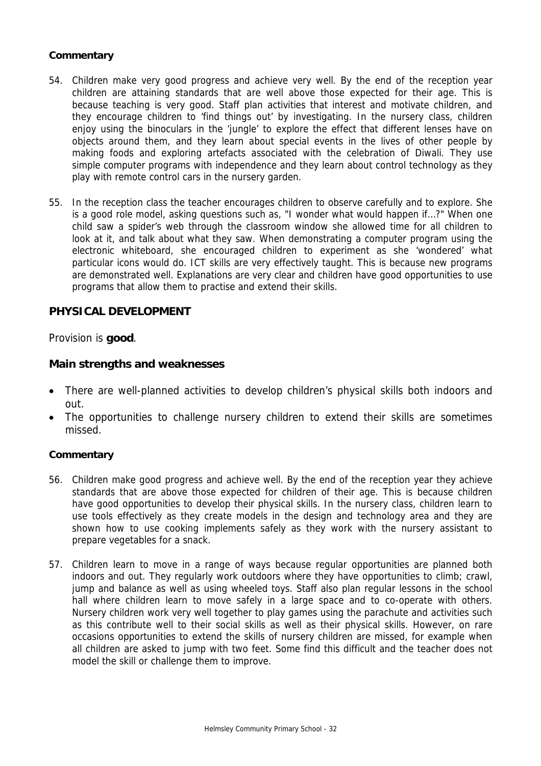### Commentary

54. Children make very good progress and achieve very well. By the end of the reception year children are attaining standards that are well above those expected for their age. This is because teaching is very good. Staff plan activities that interest and motivate children, and they encourage children to 'find things out' by investigating. In the nursery class, children enjoy using the binoculars in the 'jungle' to explore the effect that different lenses have on objects around them, and they learn about special events in the lives of other people by making foods and exploring artefacts associated with the celebration of Diwali. They use simple computer programs with independence and they learn about control technology as they play with remote control cars in the nursery garden.

55. In the reception class the teacher encourages children to observe carefully and to explore. She is a good role model, asking questions such as, "I wonder what would happen if…?" When one child saw a spider's web through the classroom window she allowed time for all children to look at it, and talk about what they saw. When demonstrating a computer program using the electronic whiteboard, she encouraged children to experiment as she 'wondered' what particular icons would do. ICT skills are very effectively taught. This is because new programs are demonstrated well. Explanations are very clear and children have good opportunities to use programs that allow them to practise and extend their skills.

## PHYSICAL DEVELOPMENT

Provision is **good**.

### Main strengths and weaknesses

- There are well-planned activities to develop children's physical skills both indoors and out.
- The opportunities to challenge nursery children to extend their skills are sometimes missed.

### Commentary

56. Children make good progress and achieve well. By the end of the reception year they achieve standards that are above those expected for children of their age. This is because children have good opportunities to develop their physical skills. In the nursery class, children learn to use tools effectively as they create models in the design and technology area and they are shown how to use cooking implements safely as they work with the nursery assistant to prepare vegetables for a snack.

57. Children learn to move in a range of ways because regular opportunities are planned both indoors and out. They regularly work outdoors where they have opportunities to climb; crawl, jump and balance as well as using wheeled toys. Staff also plan regular lessons in the school hall where children learn to move safely in a large space and to co-operate with others. Nursery children work very well together to play games using the parachute and activities such as this contribute well to their social skills as well as their physical skills. However, on rare occasions opportunities to extend the skills of nursery children are missed, for example when all children are asked to jump with two feet. Some find this difficult and the teacher does not model the skill or challenge them to improve.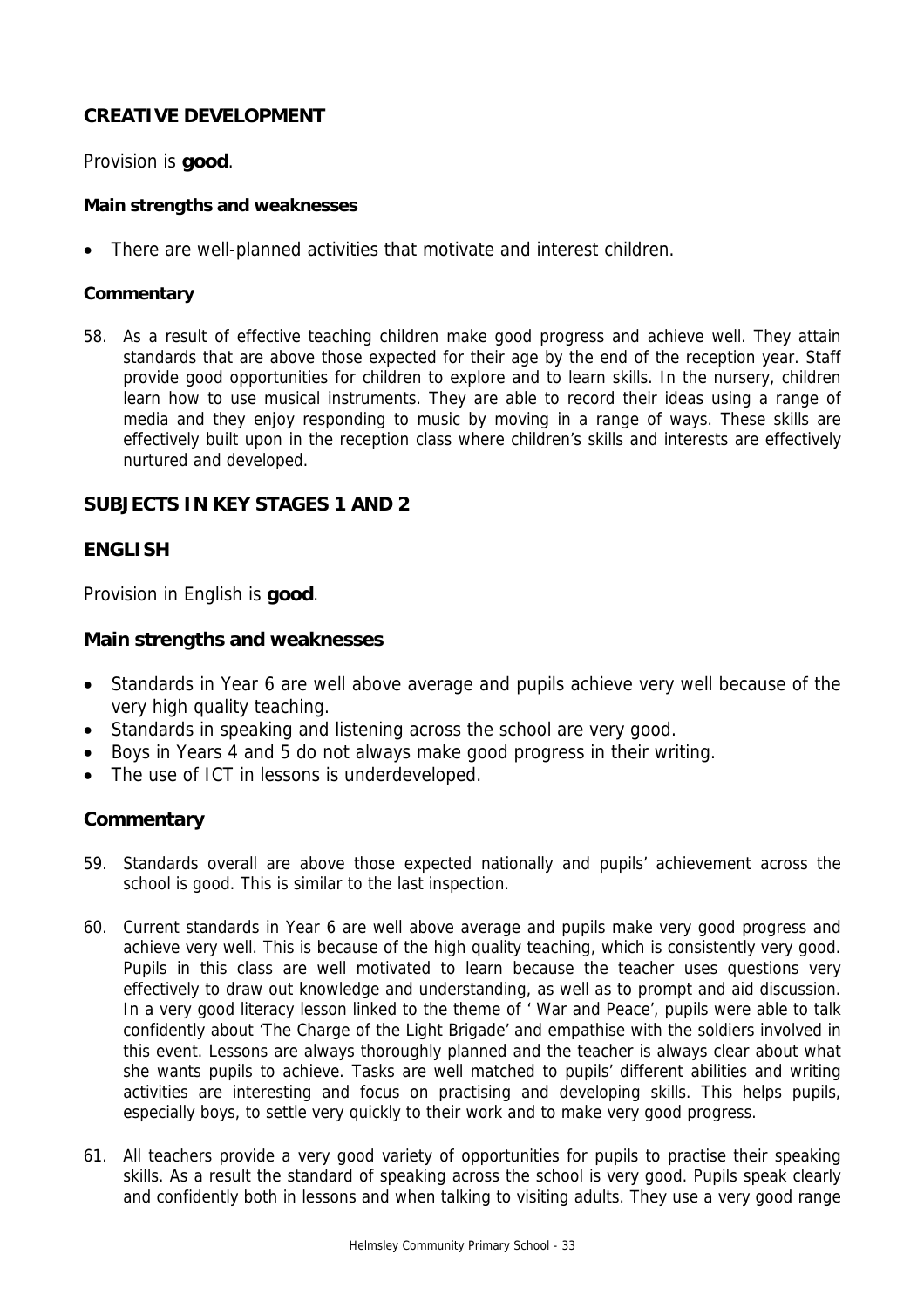## CREATIVE DEVELOPMENT

Provision is **good**.

**Main strengths and weaknesses**

- There are well-planned activities that motivate and interest children.

**Commentary**

58. As a result of effective teaching children make good progress and achieve well. They attain standards that are above those expected for their age by the end of the reception year. Staff provide good opportunities for children to explore and to learn skills. In the nursery, children learn how to use musical instruments. They are able to record their ideas using a range of media and they enjoy responding to music by moving in a range of ways. These skills are effectively built upon in the reception class where children's skills and interests are effectively nurtured and developed.

## SUBJECTS IN KEY STAGES 1 AND 2

## ENGLISH

Provision in English is **good**.

### Main strengths and weaknesses

- Standards in Year 6 are well above average and pupils achieve very well because of the very high quality teaching.
- Standards in speaking and listening across the school are very good.
- Boys in Years 4 and 5 do not always make good progress in their writing.
- The use of ICT in lessons is underdeveloped.

### Commentary

59. Standards overall are above those expected nationally and pupils' achievement across the school is good. This is similar to the last inspection.

60. Current standards in Year 6 are well above average and pupils make very good progress and achieve very well. This is because of the high quality teaching, which is consistently very good. Pupils in this class are well motivated to learn because the teacher uses questions very effectively to draw out knowledge and understanding, as well as to prompt and aid discussion. In a very good literacy lesson linked to the theme of ' War and Peace', pupils were able to talk confidently about 'The Charge of the Light Brigade' and empathise with the soldiers involved in this event. Lessons are always thoroughly planned and the teacher is always clear about what she wants pupils to achieve. Tasks are well matched to pupils' different abilities and writing activities are interesting and focus on practising and developing skills. This helps pupils, especially boys, to settle very quickly to their work and to make very good progress.

61. All teachers provide a very good variety of opportunities for pupils to practise their speaking skills. As a result the standard of speaking across the school is very good. Pupils speak clearly and confidently both in lessons and when talking to visiting adults. They use a very good range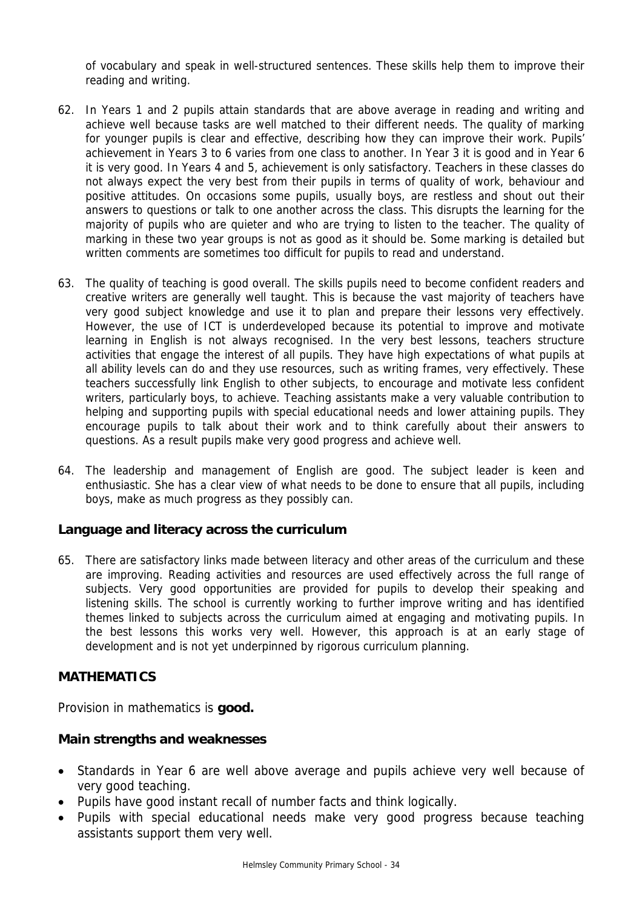of vocabulary and speak in well-structured sentences. These skills help them to improve their reading and writing.

62. In Years 1 and 2 pupils attain standards that are above average in reading and writing and achieve well because tasks are well matched to their different needs. The quality of marking for younger pupils is clear and effective, describing how they can improve their work. Pupils' achievement in Years 3 to 6 varies from one class to another. In Year 3 it is good and in Year 6 it is very good. In Years 4 and 5, achievement is only satisfactory. Teachers in these classes do not always expect the very best from their pupils in terms of quality of work, behaviour and positive attitudes. On occasions some pupils, usually boys, are restless and shout out their answers to questions or talk to one another across the class. This disrupts the learning for the majority of pupils who are quieter and who are trying to listen to the teacher. The quality of marking in these two year groups is not as good as it should be. Some marking is detailed but written comments are sometimes too difficult for pupils to read and understand.

63. The quality of teaching is good overall. The skills pupils need to become confident readers and creative writers are generally well taught. This is because the vast majority of teachers have very good subject knowledge and use it to plan and prepare their lessons very effectively. However, the use of ICT is underdeveloped because its potential to improve and motivate learning in English is not always recognised. In the very best lessons, teachers structure activities that engage the interest of all pupils. They have high expectations of what pupils at all ability levels can do and they use resources, such as writing frames, very effectively. These teachers successfully link English to other subjects, to encourage and motivate less confident writers, particularly boys, to achieve. Teaching assistants make a very valuable contribution to helping and supporting pupils with special educational needs and lower attaining pupils. They encourage pupils to talk about their work and to think carefully about their answers to questions. As a result pupils make very good progress and achieve well.

64. The leadership and management of English are good. The subject leader is keen and enthusiastic. She has a clear view of what needs to be done to ensure that all pupils, including boys, make as much progress as they possibly can.

### Language and literacy across the curriculum

65. There are satisfactory links made between literacy and other areas of the curriculum and these are improving. Reading activities and resources are used effectively across the full range of subjects. Very good opportunities are provided for pupils to develop their speaking and listening skills. The school is currently working to further improve writing and has identified themes linked to subjects across the curriculum aimed at engaging and motivating pupils. In the best lessons this works very well. However, this approach is at an early stage of development and is not yet underpinned by rigorous curriculum planning.

## MATHEMATICS

Provision in mathematics is **good.**

### Main strengths and weaknesses

- Standards in Year 6 are well above average and pupils achieve very well because of very good teaching.
- Pupils have good instant recall of number facts and think logically.
- Pupils with special educational needs make very good progress because teaching assistants support them very well.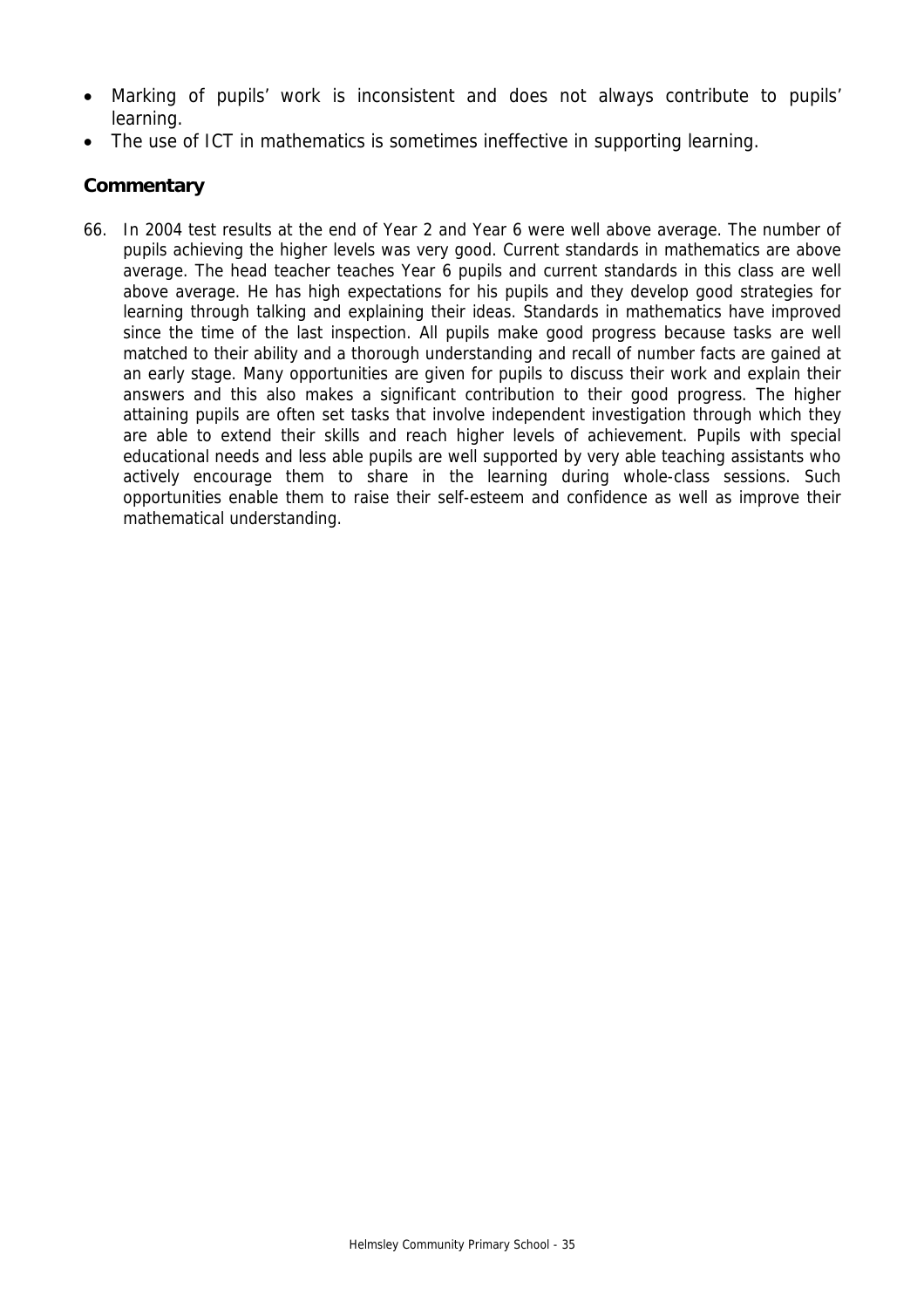- Marking of pupils' work is inconsistent and does not always contribute to pupils' learning.
- The use of ICT in mathematics is sometimes ineffective in supporting learning.

### Commentary

66. In 2004 test results at the end of Year 2 and Year 6 were well above average. The number of pupils achieving the higher levels was very good. Current standards in mathematics are above average. The head teacher teaches Year 6 pupils and current standards in this class are well above average. He has high expectations for his pupils and they develop good strategies for learning through talking and explaining their ideas. Standards in mathematics have improved since the time of the last inspection. All pupils make good progress because tasks are well matched to their ability and a thorough understanding and recall of number facts are gained at an early stage. Many opportunities are given for pupils to discuss their work and explain their answers and this also makes a significant contribution to their good progress. The higher attaining pupils are often set tasks that involve independent investigation through which they are able to extend their skills and reach higher levels of achievement. Pupils with special educational needs and less able pupils are well supported by very able teaching assistants who actively encourage them to share in the learning during whole-class sessions. Such opportunities enable them to raise their self-esteem and confidence as well as improve their mathematical understanding.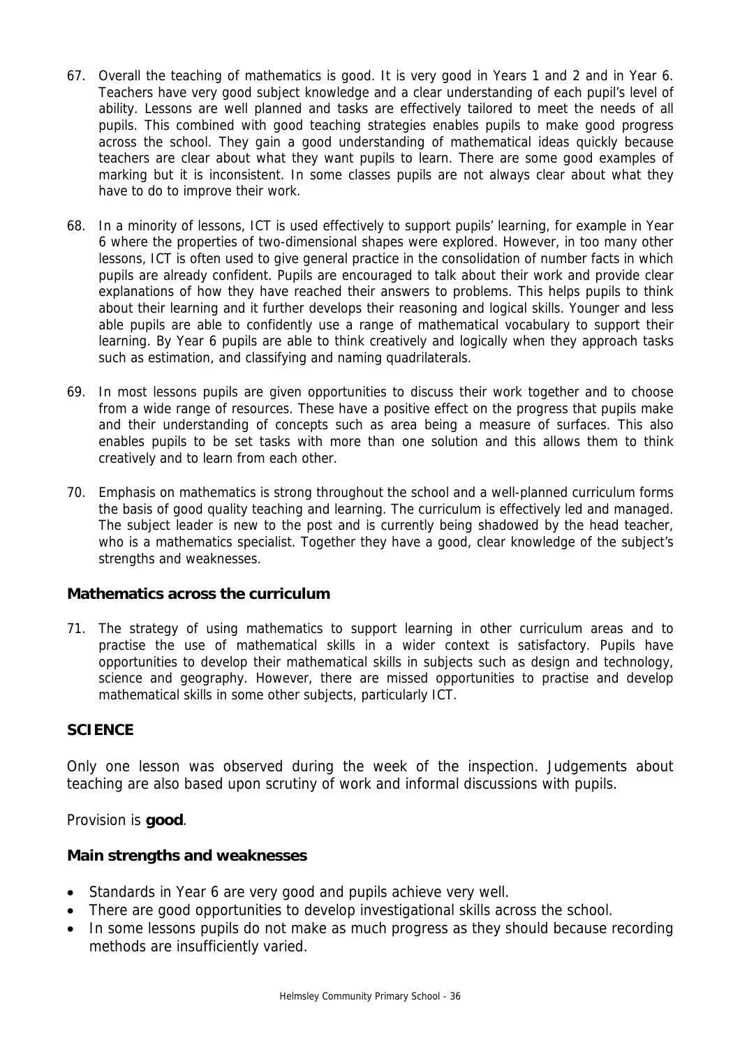67. Overall the teaching of mathematics is good. It is very good in Years 1 and 2 and in Year 6. Teachers have very good subject knowledge and a clear understanding of each pupil's level of ability. Lessons are well planned and tasks are effectively tailored to meet the needs of all pupils. This combined with good teaching strategies enables pupils to make good progress across the school. They gain a good understanding of mathematical ideas quickly because teachers are clear about what they want pupils to learn. There are some good examples of marking but it is inconsistent. In some classes pupils are not always clear about what they have to do to improve their work.

68. In a minority of lessons, ICT is used effectively to support pupils' learning, for example in Year 6 where the properties of two-dimensional shapes were explored. However, in too many other lessons, ICT is often used to give general practice in the consolidation of number facts in which pupils are already confident. Pupils are encouraged to talk about their work and provide clear explanations of how they have reached their answers to problems. This helps pupils to think about their learning and it further develops their reasoning and logical skills. Younger and less able pupils are able to confidently use a range of mathematical vocabulary to support their learning. By Year 6 pupils are able to think creatively and logically when they approach tasks such as estimation, and classifying and naming quadrilaterals.

69. In most lessons pupils are given opportunities to discuss their work together and to choose from a wide range of resources. These have a positive effect on the progress that pupils make and their understanding of concepts such as area being a measure of surfaces. This also enables pupils to be set tasks with more than one solution and this allows them to think creatively and to learn from each other.

70. Emphasis on mathematics is strong throughout the school and a well-planned curriculum forms the basis of good quality teaching and learning. The curriculum is effectively led and managed. The subject leader is new to the post and is currently being shadowed by the head teacher, who is a mathematics specialist. Together they have a good, clear knowledge of the subject's strengths and weaknesses.

### Mathematics across the curriculum

71. The strategy of using mathematics to support learning in other curriculum areas and to practise the use of mathematical skills in a wider context is satisfactory. Pupils have opportunities to develop their mathematical skills in subjects such as design and technology, science and geography. However, there are missed opportunities to practise and develop mathematical skills in some other subjects, particularly ICT.

## SCIENCE

Only one lesson was observed during the week of the inspection. Judgements about teaching are also based upon scrutiny of work and informal discussions with pupils.

Provision is **good**.

### Main strengths and weaknesses

- Standards in Year 6 are very good and pupils achieve very well.
- There are good opportunities to develop investigational skills across the school.
- In some lessons pupils do not make as much progress as they should because recording methods are insufficiently varied.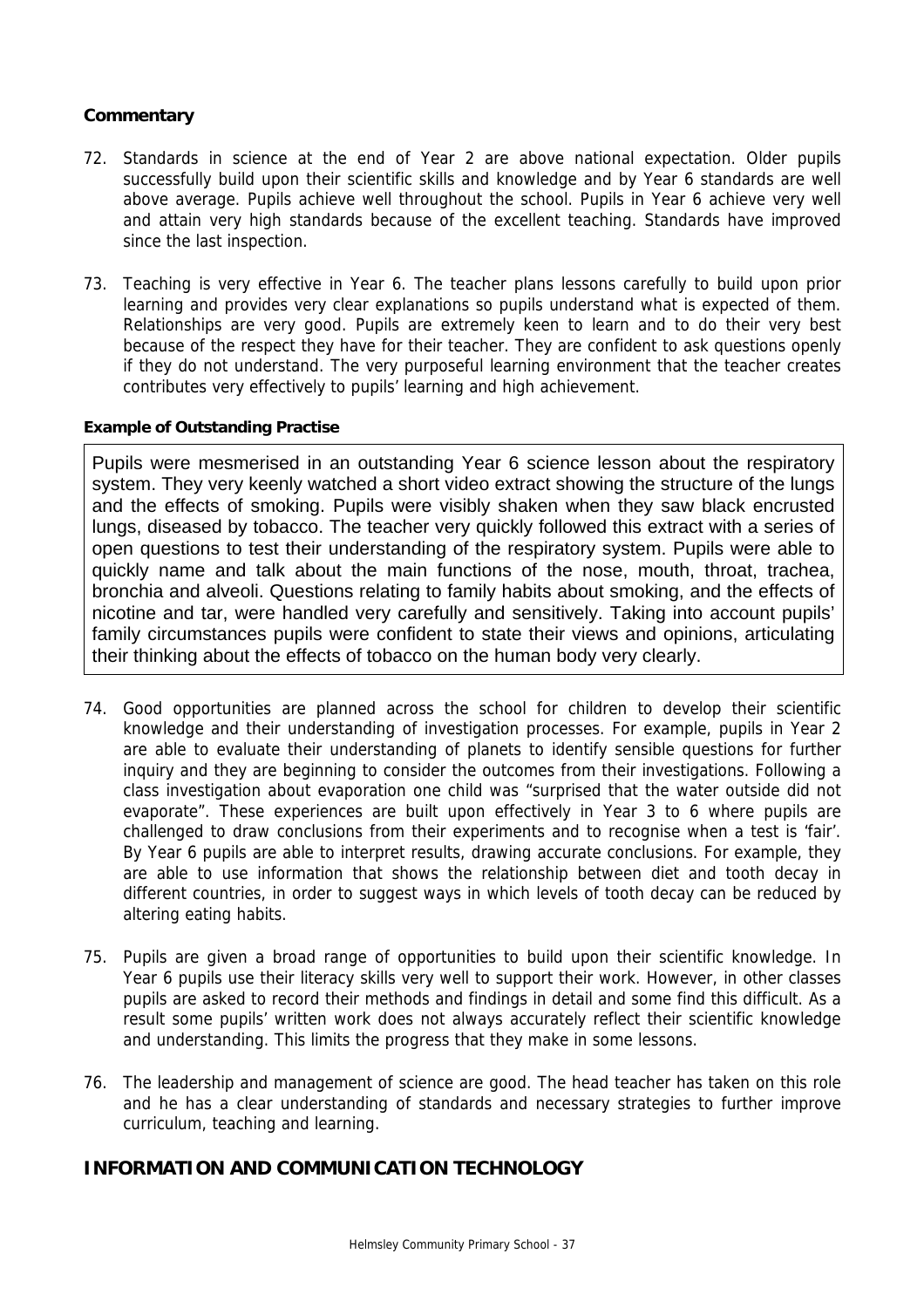**Commentary**

72. Standards in science at the end of Year 2 are above national expectation. Older pupils successfully build upon their scientific skills and knowledge and by Year 6 standards are well above average. Pupils achieve well throughout the school. Pupils in Year 6 achieve very well and attain very high standards because of the excellent teaching. Standards have improved since the last inspection.

73. Teaching is very effective in Year 6. The teacher plans lessons carefully to build upon prior learning and provides very clear explanations so pupils understand what is expected of them. Relationships are very good. Pupils are extremely keen to learn and to do their very best because of the respect they have for their teacher. They are confident to ask questions openly if they do not understand. The very purposeful learning environment that the teacher creates contributes very effectively to pupils' learning and high achievement.

**Example of Outstanding Practise**

Pupils were mesmerised in an outstanding Year 6 science lesson about the respiratory system. They very keenly watched a short video extract showing the structure of the lungs and the effects of smoking. Pupils were visibly shaken when they saw black encrusted lungs, diseased by tobacco. The teacher very quickly followed this extract with a series of open questions to test their understanding of the respiratory system. Pupils were able to quickly name and talk about the main functions of the nose, mouth, throat, trachea, bronchia and alveoli. Questions relating to family habits about smoking, and the effects of nicotine and tar, were handled very carefully and sensitively. Taking into account pupils' family circumstances pupils were confident to state their views and opinions, articulating their thinking about the effects of tobacco on the human body very clearly.

74. Good opportunities are planned across the school for children to develop their scientific knowledge and their understanding of investigation processes. For example, pupils in Year 2 are able to evaluate their understanding of planets to identify sensible questions for further inquiry and they are beginning to consider the outcomes from their investigations. Following a class investigation about evaporation one child was "surprised that the water outside did not evaporate". These experiences are built upon effectively in Year 3 to 6 where pupils are challenged to draw conclusions from their experiments and to recognise when a test is 'fair'. By Year 6 pupils are able to interpret results, drawing accurate conclusions. For example, they are able to use information that shows the relationship between diet and tooth decay in different countries, in order to suggest ways in which levels of tooth decay can be reduced by altering eating habits.

75. Pupils are given a broad range of opportunities to build upon their scientific knowledge. In Year 6 pupils use their literacy skills very well to support their work. However, in other classes pupils are asked to record their methods and findings in detail and some find this difficult. As a result some pupils' written work does not always accurately reflect their scientific knowledge and understanding. This limits the progress that they make in some lessons.

76. The leadership and management of science are good. The head teacher has taken on this role and he has a clear understanding of standards and necessary strategies to further improve curriculum, teaching and learning.

## INFORMATION AND COMMUNICATION TECHNOLOGY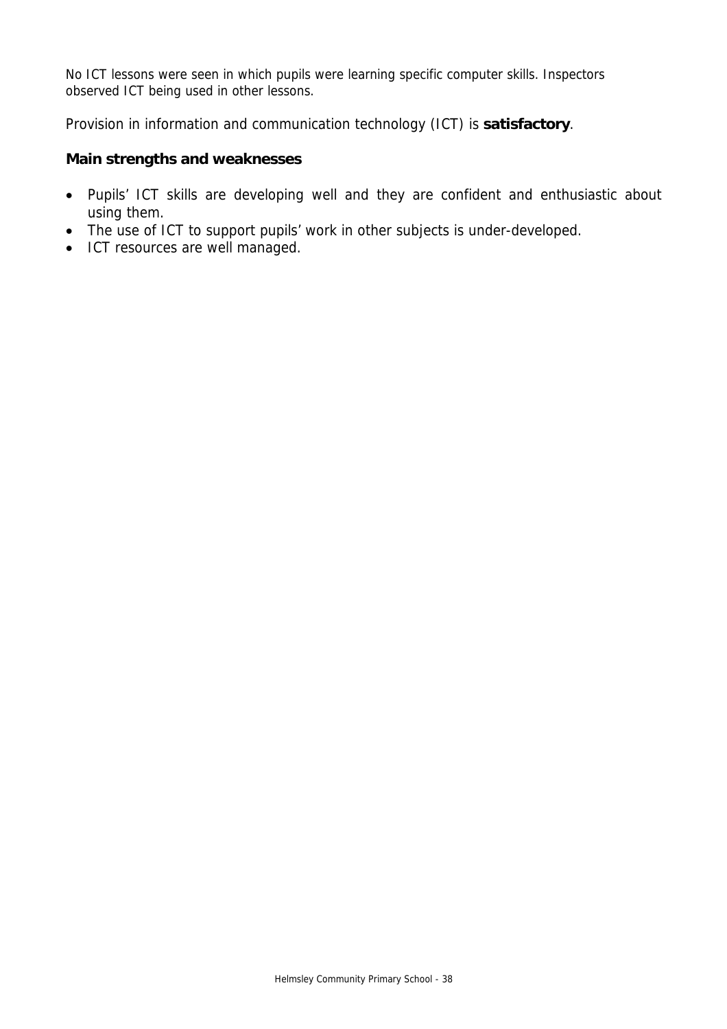No ICT lessons were seen in which pupils were learning specific computer skills. Inspectors observed ICT being used in other lessons.

Provision in information and communication technology (ICT) is **satisfactory**.

### Main strengths and weaknesses

- Pupils' ICT skills are developing well and they are confident and enthusiastic about using them.
- The use of ICT to support pupils' work in other subjects is under-developed.
- ICT resources are well managed.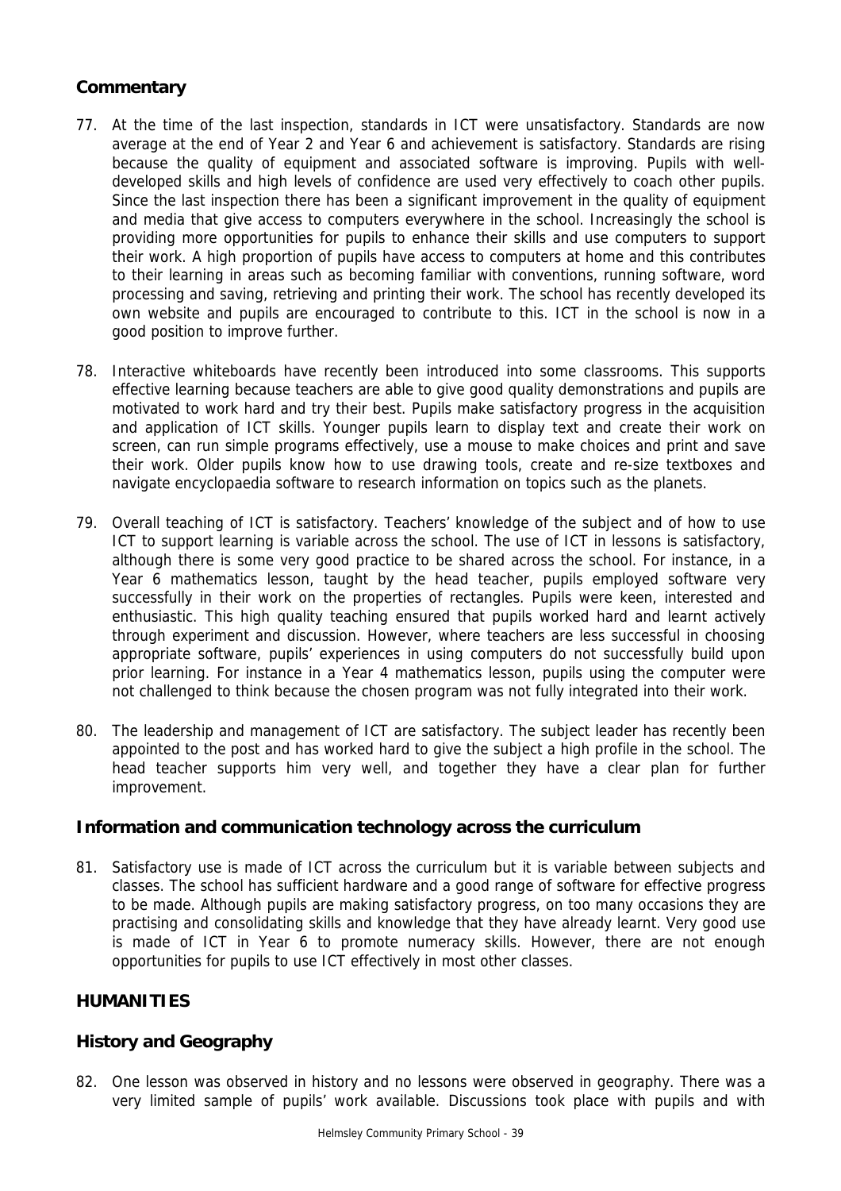### Commentary

77. At the time of the last inspection, standards in ICT were unsatisfactory. Standards are now average at the end of Year 2 and Year 6 and achievement is satisfactory. Standards are rising because the quality of equipment and associated software is improving. Pupils with well-developed skills and high levels of confidence are used very effectively to coach other pupils. Since the last inspection there has been a significant improvement in the quality of equipment and media that give access to computers everywhere in the school. Increasingly the school is providing more opportunities for pupils to enhance their skills and use computers to support their work. A high proportion of pupils have access to computers at home and this contributes to their learning in areas such as becoming familiar with conventions, running software, word processing and saving, retrieving and printing their work. The school has recently developed its own website and pupils are encouraged to contribute to this. ICT in the school is now in a good position to improve further.

78. Interactive whiteboards have recently been introduced into some classrooms. This supports effective learning because teachers are able to give good quality demonstrations and pupils are motivated to work hard and try their best. Pupils make satisfactory progress in the acquisition and application of ICT skills. Younger pupils learn to display text and create their work on screen, can run simple programs effectively, use a mouse to make choices and print and save their work. Older pupils know how to use drawing tools, create and re-size textboxes and navigate encyclopaedia software to research information on topics such as the planets.

79. Overall teaching of ICT is satisfactory. Teachers' knowledge of the subject and of how to use ICT to support learning is variable across the school. The use of ICT in lessons is satisfactory, although there is some very good practice to be shared across the school. For instance, in a Year 6 mathematics lesson, taught by the head teacher, pupils employed software very successfully in their work on the properties of rectangles. Pupils were keen, interested and enthusiastic. This high quality teaching ensured that pupils worked hard and learnt actively through experiment and discussion. However, where teachers are less successful in choosing appropriate software, pupils' experiences in using computers do not successfully build upon prior learning. For instance in a Year 4 mathematics lesson, pupils using the computer were not challenged to think because the chosen program was not fully integrated into their work.

80. The leadership and management of ICT are satisfactory. The subject leader has recently been appointed to the post and has worked hard to give the subject a high profile in the school. The head teacher supports him very well, and together they have a clear plan for further improvement.

### Information and communication technology across the curriculum

81. Satisfactory use is made of ICT across the curriculum but it is variable between subjects and classes. The school has sufficient hardware and a good range of software for effective progress to be made. Although pupils are making satisfactory progress, on too many occasions they are practising and consolidating skills and knowledge that they have already learnt. Very good use is made of ICT in Year 6 to promote numeracy skills. However, there are not enough opportunities for pupils to use ICT effectively in most other classes.

## HUMANITIES

### History and Geography

82. One lesson was observed in history and no lessons were observed in geography. There was a very limited sample of pupils' work available. Discussions took place with pupils and with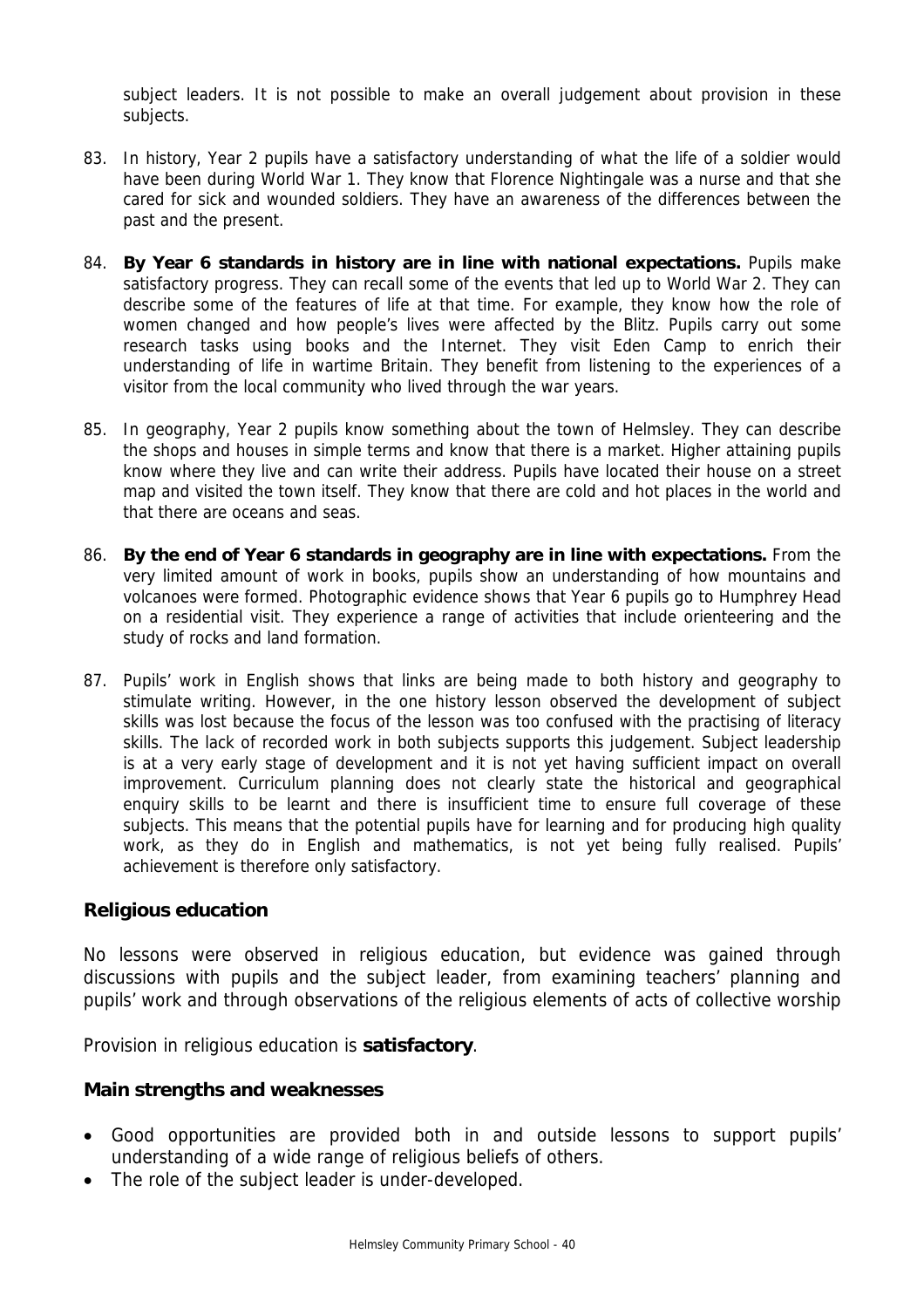subject leaders. It is not possible to make an overall judgement about provision in these subjects.

83. In history, Year 2 pupils have a satisfactory understanding of what the life of a soldier would have been during World War 1. They know that Florence Nightingale was a nurse and that she cared for sick and wounded soldiers. They have an awareness of the differences between the past and the present.

84. **By Year 6 standards in history are in line with national expectations.** Pupils make satisfactory progress. They can recall some of the events that led up to World War 2. They can describe some of the features of life at that time. For example, they know how the role of women changed and how people's lives were affected by the Blitz. Pupils carry out some research tasks using books and the Internet. They visit Eden Camp to enrich their understanding of life in wartime Britain. They benefit from listening to the experiences of a visitor from the local community who lived through the war years.

85. In geography, Year 2 pupils know something about the town of Helmsley. They can describe the shops and houses in simple terms and know that there is a market. Higher attaining pupils know where they live and can write their address. Pupils have located their house on a street map and visited the town itself. They know that there are cold and hot places in the world and that there are oceans and seas.

86. **By the end of Year 6 standards in geography are in line with expectations.** From the very limited amount of work in books, pupils show an understanding of how mountains and volcanoes were formed. Photographic evidence shows that Year 6 pupils go to Humphrey Head on a residential visit. They experience a range of activities that include orienteering and the study of rocks and land formation.

87. Pupils' work in English shows that links are being made to both history and geography to stimulate writing. However, in the one history lesson observed the development of subject skills was lost because the focus of the lesson was too confused with the practising of literacy skills. The lack of recorded work in both subjects supports this judgement. Subject leadership is at a very early stage of development and it is not yet having sufficient impact on overall improvement. Curriculum planning does not clearly state the historical and geographical enquiry skills to be learnt and there is insufficient time to ensure full coverage of these subjects. This means that the potential pupils have for learning and for producing high quality work, as they do in English and mathematics, is not yet being fully realised. Pupils' achievement is therefore only satisfactory.

### Religious education

No lessons were observed in religious education, but evidence was gained through discussions with pupils and the subject leader, from examining teachers' planning and pupils' work and through observations of the religious elements of acts of collective worship

Provision in religious education is **satisfactory**.

### Main strengths and weaknesses

- Good opportunities are provided both in and outside lessons to support pupils' understanding of a wide range of religious beliefs of others.
- The role of the subject leader is under-developed.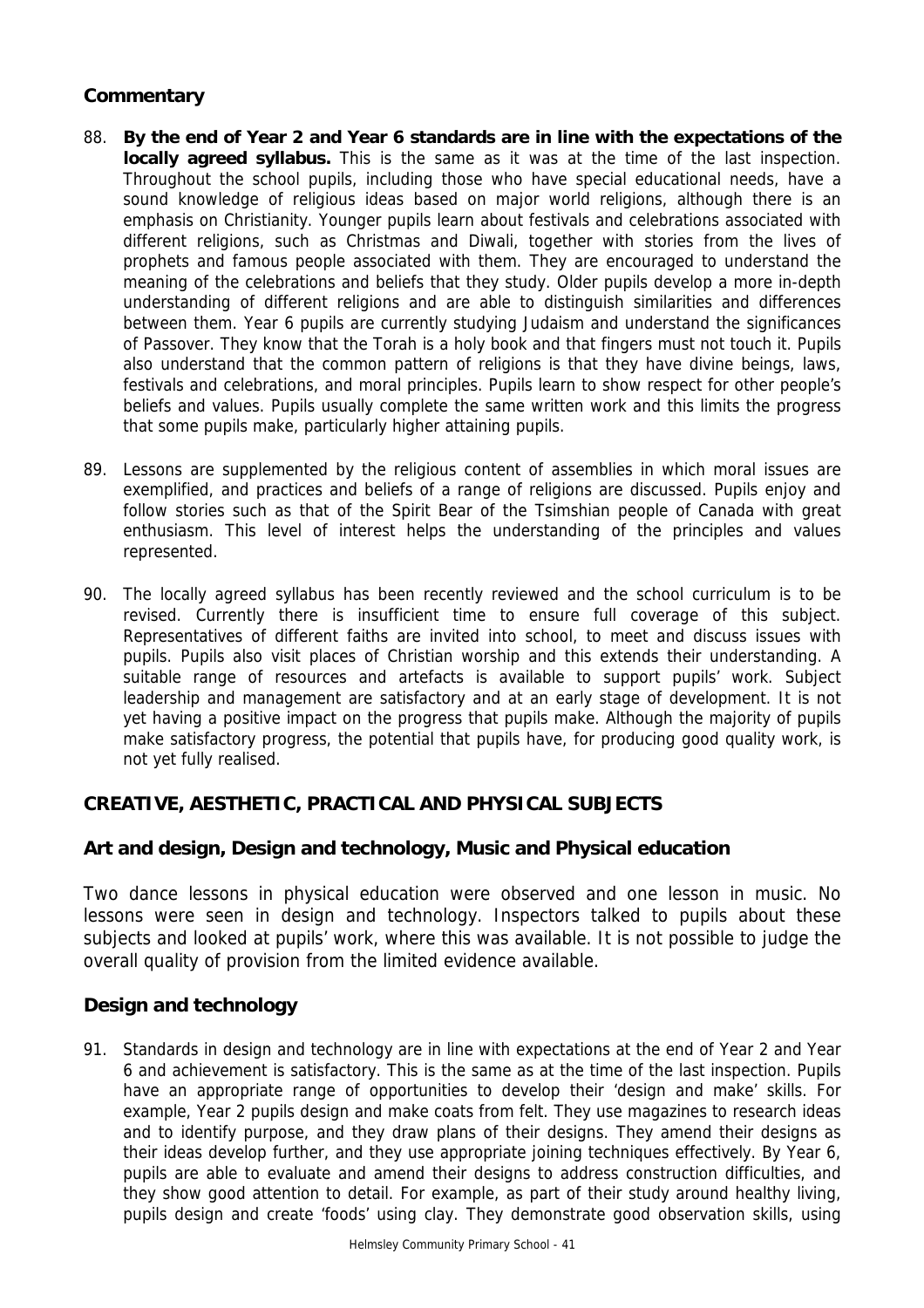### Commentary

88. **By the end of Year 2 and Year 6 standards are in line with the expectations of the locally agreed syllabus.** This is the same as it was at the time of the last inspection. Throughout the school pupils, including those who have special educational needs, have a sound knowledge of religious ideas based on major world religions, although there is an emphasis on Christianity. Younger pupils learn about festivals and celebrations associated with different religions, such as Christmas and Diwali, together with stories from the lives of prophets and famous people associated with them. They are encouraged to understand the meaning of the celebrations and beliefs that they study. Older pupils develop a more in-depth understanding of different religions and are able to distinguish similarities and differences between them. Year 6 pupils are currently studying Judaism and understand the significances of Passover. They know that the Torah is a holy book and that fingers must not touch it. Pupils also understand that the common pattern of religions is that they have divine beings, laws, festivals and celebrations, and moral principles. Pupils learn to show respect for other people's beliefs and values. Pupils usually complete the same written work and this limits the progress that some pupils make, particularly higher attaining pupils.

89. Lessons are supplemented by the religious content of assemblies in which moral issues are exemplified, and practices and beliefs of a range of religions are discussed. Pupils enjoy and follow stories such as that of the Spirit Bear of the Tsimshian people of Canada with great enthusiasm. This level of interest helps the understanding of the principles and values represented.

90. The locally agreed syllabus has been recently reviewed and the school curriculum is to be revised. Currently there is insufficient time to ensure full coverage of this subject. Representatives of different faiths are invited into school, to meet and discuss issues with pupils. Pupils also visit places of Christian worship and this extends their understanding. A suitable range of resources and artefacts is available to support pupils' work. Subject leadership and management are satisfactory and at an early stage of development. It is not yet having a positive impact on the progress that pupils make. Although the majority of pupils make satisfactory progress, the potential that pupils have, for producing good quality work, is not yet fully realised.

## CREATIVE, AESTHETIC, PRACTICAL AND PHYSICAL SUBJECTS

### Art and design, Design and technology, Music and Physical education

Two dance lessons in physical education were observed and one lesson in music. No lessons were seen in design and technology. Inspectors talked to pupils about these subjects and looked at pupils' work, where this was available. It is not possible to judge the overall quality of provision from the limited evidence available.

### Design and technology

91. Standards in design and technology are in line with expectations at the end of Year 2 and Year 6 and achievement is satisfactory. This is the same as at the time of the last inspection. Pupils have an appropriate range of opportunities to develop their 'design and make' skills. For example, Year 2 pupils design and make coats from felt. They use magazines to research ideas and to identify purpose, and they draw plans of their designs. They amend their designs as their ideas develop further, and they use appropriate joining techniques effectively. By Year 6, pupils are able to evaluate and amend their designs to address construction difficulties, and they show good attention to detail. For example, as part of their study around healthy living, pupils design and create 'foods' using clay. They demonstrate good observation skills, using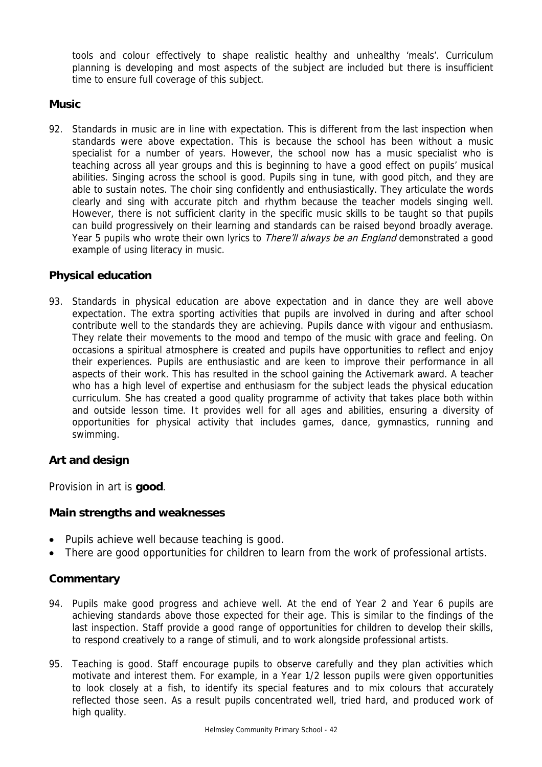tools and colour effectively to shape realistic healthy and unhealthy 'meals'. Curriculum planning is developing and most aspects of the subject are included but there is insufficient time to ensure full coverage of this subject.

### Music

92. Standards in music are in line with expectation. This is different from the last inspection when standards were above expectation. This is because the school has been without a music specialist for a number of years. However, the school now has a music specialist who is teaching across all year groups and this is beginning to have a good effect on pupils' musical abilities. Singing across the school is good. Pupils sing in tune, with good pitch, and they are able to sustain notes. The choir sing confidently and enthusiastically. They articulate the words clearly and sing with accurate pitch and rhythm because the teacher models singing well. However, there is not sufficient clarity in the specific music skills to be taught so that pupils can build progressively on their learning and standards can be raised beyond broadly average. Year 5 pupils who wrote their own lyrics to *There'll always be an England* demonstrated a good example of using literacy in music.

### Physical education

93. Standards in physical education are above expectation and in dance they are well above expectation. The extra sporting activities that pupils are involved in during and after school contribute well to the standards they are achieving. Pupils dance with vigour and enthusiasm. They relate their movements to the mood and tempo of the music with grace and feeling. On occasions a spiritual atmosphere is created and pupils have opportunities to reflect and enjoy their experiences. Pupils are enthusiastic and are keen to improve their performance in all aspects of their work. This has resulted in the school gaining the Activemark award. A teacher who has a high level of expertise and enthusiasm for the subject leads the physical education curriculum. She has created a good quality programme of activity that takes place both within and outside lesson time. It provides well for all ages and abilities, ensuring a diversity of opportunities for physical activity that includes games, dance, gymnastics, running and swimming.

### Art and design

Provision in art is **good**.

### Main strengths and weaknesses

- Pupils achieve well because teaching is good.
- There are good opportunities for children to learn from the work of professional artists.

### Commentary

94. Pupils make good progress and achieve well. At the end of Year 2 and Year 6 pupils are achieving standards above those expected for their age. This is similar to the findings of the last inspection. Staff provide a good range of opportunities for children to develop their skills, to respond creatively to a range of stimuli, and to work alongside professional artists.

95. Teaching is good. Staff encourage pupils to observe carefully and they plan activities which motivate and interest them. For example, in a Year 1/2 lesson pupils were given opportunities to look closely at a fish, to identify its special features and to mix colours that accurately reflected those seen. As a result pupils concentrated well, tried hard, and produced work of high quality.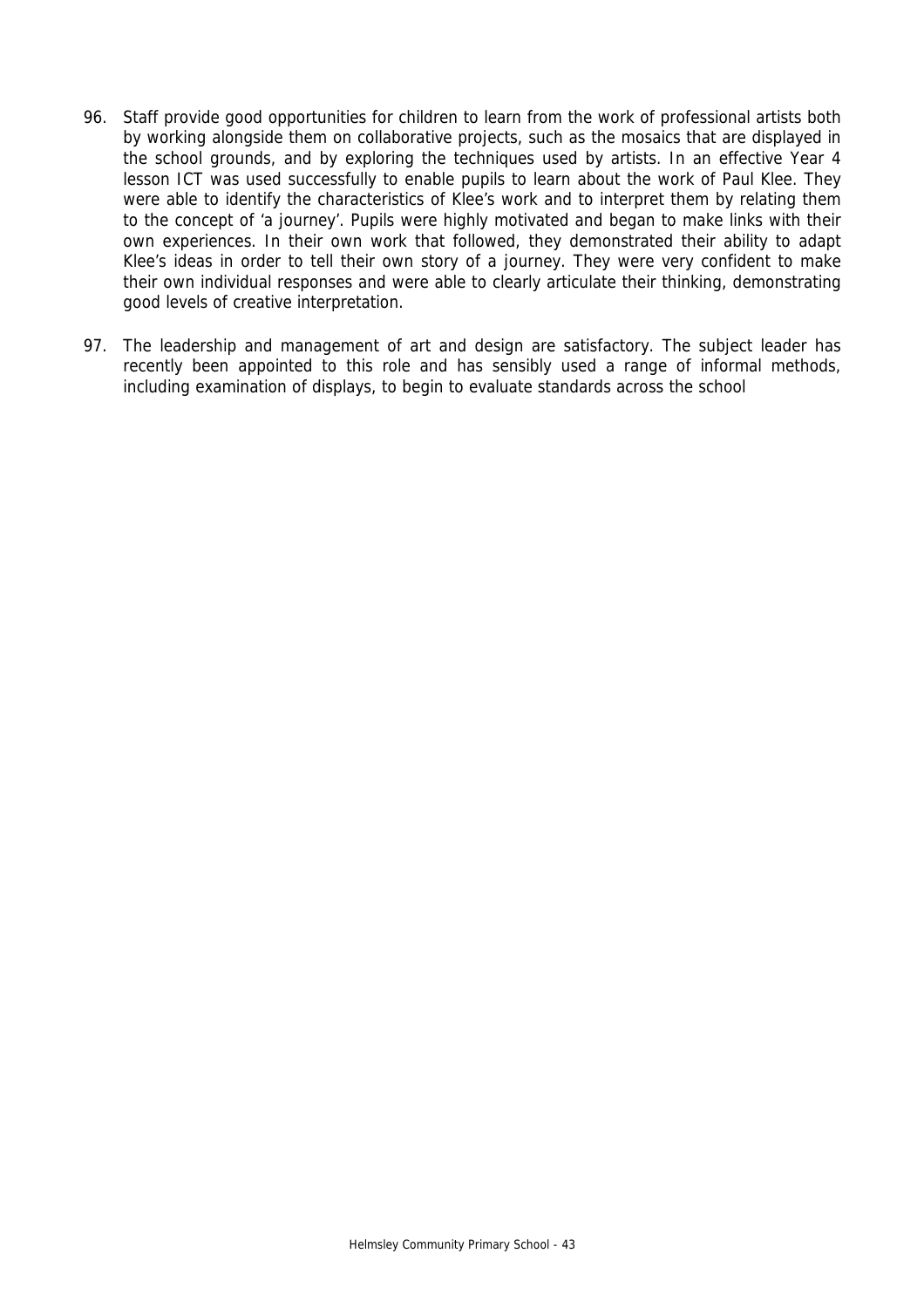96. Staff provide good opportunities for children to learn from the work of professional artists both by working alongside them on collaborative projects, such as the mosaics that are displayed in the school grounds, and by exploring the techniques used by artists. In an effective Year 4 lesson ICT was used successfully to enable pupils to learn about the work of Paul Klee. They were able to identify the characteristics of Klee's work and to interpret them by relating them to the concept of 'a journey'. Pupils were highly motivated and began to make links with their own experiences. In their own work that followed, they demonstrated their ability to adapt Klee's ideas in order to tell their own story of a journey. They were very confident to make their own individual responses and were able to clearly articulate their thinking, demonstrating good levels of creative interpretation.

97. The leadership and management of art and design are satisfactory. The subject leader has recently been appointed to this role and has sensibly used a range of informal methods, including examination of displays, to begin to evaluate standards across the school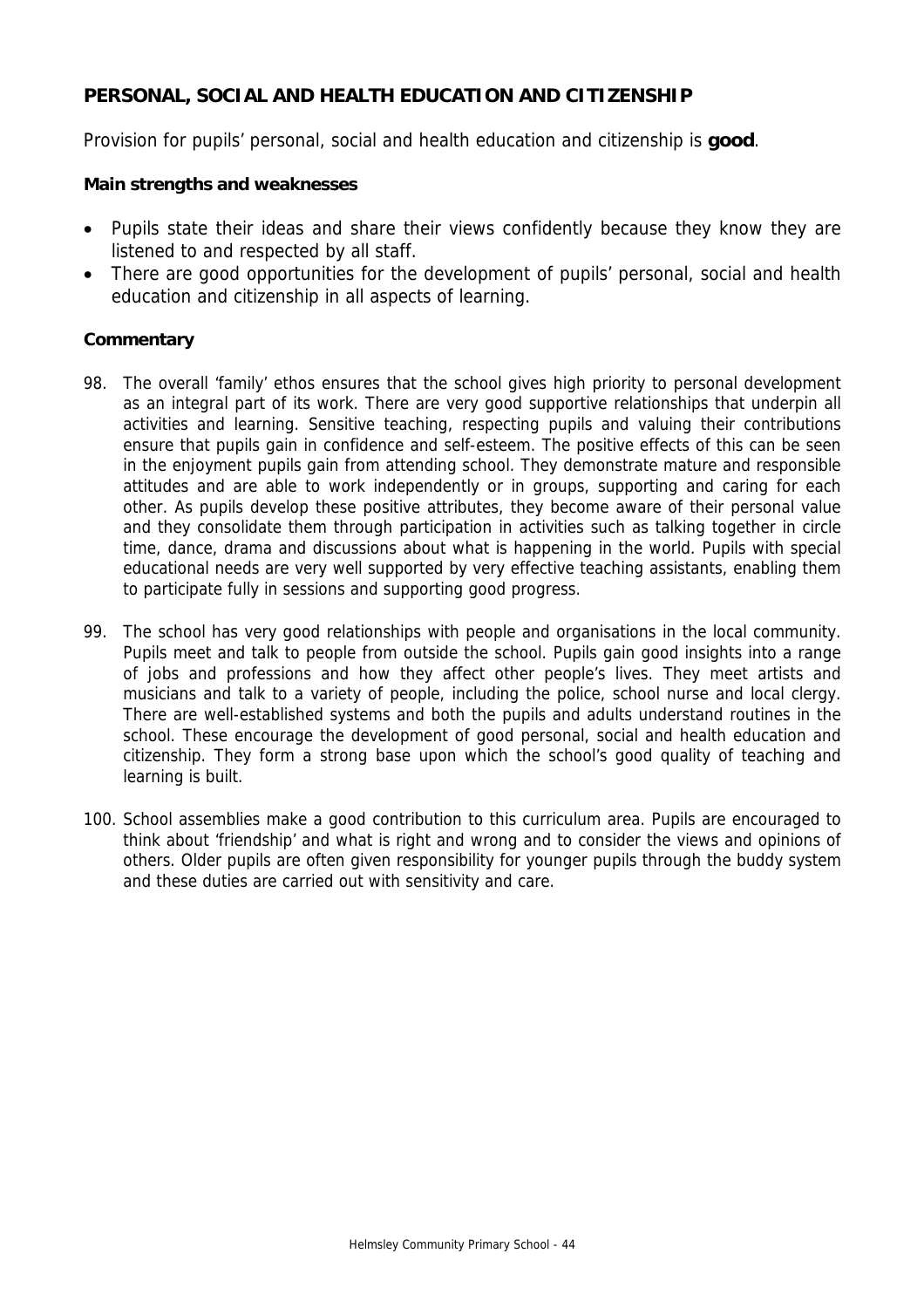## PERSONAL, SOCIAL AND HEALTH EDUCATION AND CITIZENSHIP

Provision for pupils' personal, social and health education and citizenship is **good**.

**Main strengths and weaknesses**

- Pupils state their ideas and share their views confidently because they know they are listened to and respected by all staff.
- There are good opportunities for the development of pupils' personal, social and health education and citizenship in all aspects of learning.

**Commentary**

98. The overall 'family' ethos ensures that the school gives high priority to personal development as an integral part of its work. There are very good supportive relationships that underpin all activities and learning. Sensitive teaching, respecting pupils and valuing their contributions ensure that pupils gain in confidence and self-esteem. The positive effects of this can be seen in the enjoyment pupils gain from attending school. They demonstrate mature and responsible attitudes and are able to work independently or in groups, supporting and caring for each other. As pupils develop these positive attributes, they become aware of their personal value and they consolidate them through participation in activities such as talking together in circle time, dance, drama and discussions about what is happening in the world. Pupils with special educational needs are very well supported by very effective teaching assistants, enabling them to participate fully in sessions and supporting good progress.

99. The school has very good relationships with people and organisations in the local community. Pupils meet and talk to people from outside the school. Pupils gain good insights into a range of jobs and professions and how they affect other people's lives. They meet artists and musicians and talk to a variety of people, including the police, school nurse and local clergy. There are well-established systems and both the pupils and adults understand routines in the school. These encourage the development of good personal, social and health education and citizenship. They form a strong base upon which the school's good quality of teaching and learning is built.

100. School assemblies make a good contribution to this curriculum area. Pupils are encouraged to think about 'friendship' and what is right and wrong and to consider the views and opinions of others. Older pupils are often given responsibility for younger pupils through the buddy system and these duties are carried out with sensitivity and care.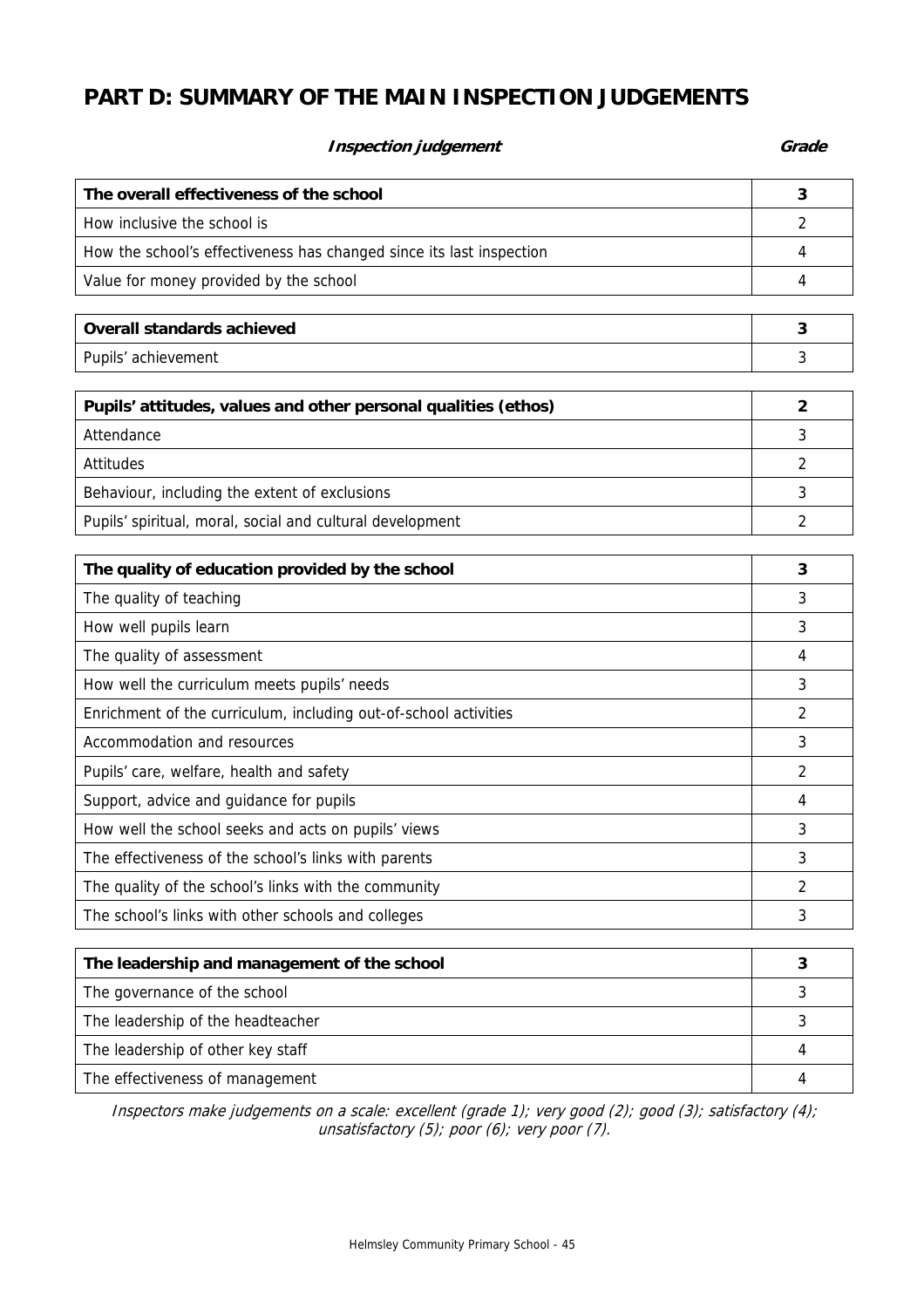# PART D: SUMMARY OF THE MAIN INSPECTION JUDGEMENTS

| ***Inspection judgement*** | ***Grade*** |
|---|---|
| **The overall effectiveness of the school** | **3** |
| How inclusive the school is | 2 |
| How the school's effectiveness has changed since its last inspection | 4 |
| Value for money provided by the school | 4 |

| | |
|---|---|
| **Overall standards achieved** | **3** |
| Pupils' achievement | 3 |

| | |
|---|---|
| **Pupils' attitudes, values and other personal qualities (ethos)** | **2** |
| Attendance | 3 |
| Attitudes | 2 |
| Behaviour, including the extent of exclusions | 3 |
| Pupils' spiritual, moral, social and cultural development | 2 |

| | |
|---|---|
| **The quality of education provided by the school** | **3** |
| The quality of teaching | 3 |
| How well pupils learn | 3 |
| The quality of assessment | 4 |
| How well the curriculum meets pupils' needs | 3 |
| Enrichment of the curriculum, including out-of-school activities | 2 |
| Accommodation and resources | 3 |
| Pupils' care, welfare, health and safety | 2 |
| Support, advice and guidance for pupils | 4 |
| How well the school seeks and acts on pupils' views | 3 |
| The effectiveness of the school's links with parents | 3 |
| The quality of the school's links with the community | 2 |
| The school's links with other schools and colleges | 3 |

| | |
|---|---|
| **The leadership and management of the school** | **3** |
| The governance of the school | 3 |
| The leadership of the headteacher | 3 |
| The leadership of other key staff | 4 |
| The effectiveness of management | 4 |

*Inspectors make judgements on a scale: excellent (grade 1); very good (2); good (3); satisfactory (4); unsatisfactory (5); poor (6); very poor (7).*